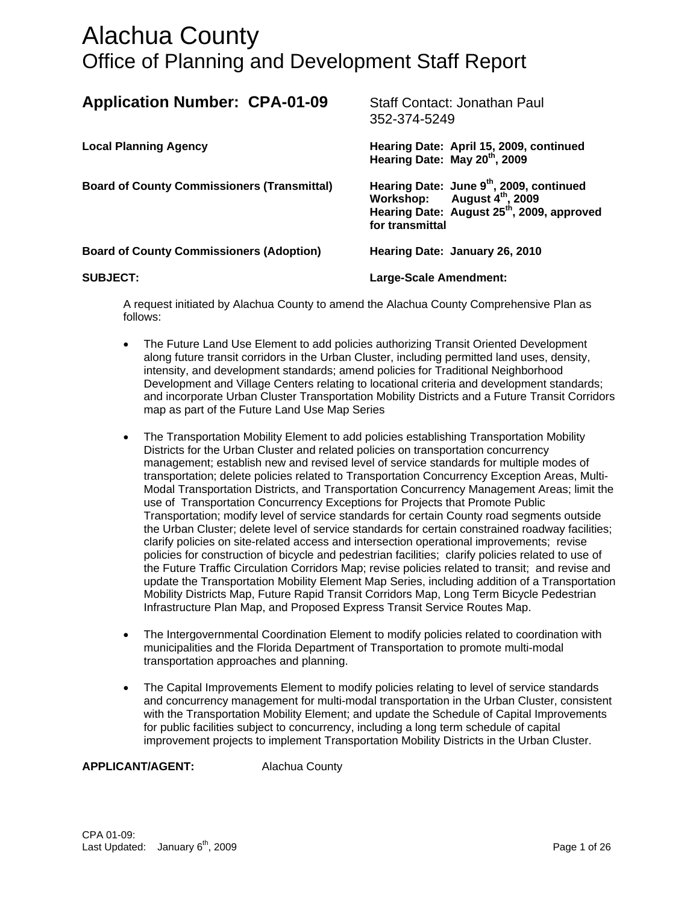# Alachua County
## Office of Planning and Development Staff Report

**Application Number: CPA-01-09** Staff Contact: Jonathan Paul 352-374-5249

| | |
|---|---|
| **Local Planning Agency** | **Hearing Date: April 15, 2009, continued**<br>**Hearing Date: May 20th, 2009** |
| **Board of County Commissioners (Transmittal)** | **Hearing Date: June 9th, 2009, continued**<br>**Workshop: August 4th, 2009**<br>**Hearing Date: August 25th, 2009, approved for transmittal** |
| **Board of County Commissioners (Adoption)** | **Hearing Date: January 26, 2010** |
| **SUBJECT:** | **Large-Scale Amendment:** |

A request initiated by Alachua County to amend the Alachua County Comprehensive Plan as follows:

- The Future Land Use Element to add policies authorizing Transit Oriented Development along future transit corridors in the Urban Cluster, including permitted land uses, density, intensity, and development standards; amend policies for Traditional Neighborhood Development and Village Centers relating to locational criteria and development standards; and incorporate Urban Cluster Transportation Mobility Districts and a Future Transit Corridors map as part of the Future Land Use Map Series

- The Transportation Mobility Element to add policies establishing Transportation Mobility Districts for the Urban Cluster and related policies on transportation concurrency management; establish new and revised level of service standards for multiple modes of transportation; delete policies related to Transportation Concurrency Exception Areas, Multi-Modal Transportation Districts, and Transportation Concurrency Management Areas; limit the use of Transportation Concurrency Exceptions for Projects that Promote Public Transportation; modify level of service standards for certain County road segments outside the Urban Cluster; delete level of service standards for certain constrained roadway facilities; clarify policies on site-related access and intersection operational improvements; revise policies for construction of bicycle and pedestrian facilities; clarify policies related to use of the Future Traffic Circulation Corridors Map; revise policies related to transit; and revise and update the Transportation Mobility Element Map Series, including addition of a Transportation Mobility Districts Map, Future Rapid Transit Corridors Map, Long Term Bicycle Pedestrian Infrastructure Plan Map, and Proposed Express Transit Service Routes Map.

- The Intergovernmental Coordination Element to modify policies related to coordination with municipalities and the Florida Department of Transportation to promote multi-modal transportation approaches and planning.

- The Capital Improvements Element to modify policies relating to level of service standards and concurrency management for multi-modal transportation in the Urban Cluster, consistent with the Transportation Mobility Element; and update the Schedule of Capital Improvements for public facilities subject to concurrency, including a long term schedule of capital improvement projects to implement Transportation Mobility Districts in the Urban Cluster.

**APPLICANT/AGENT:** Alachua County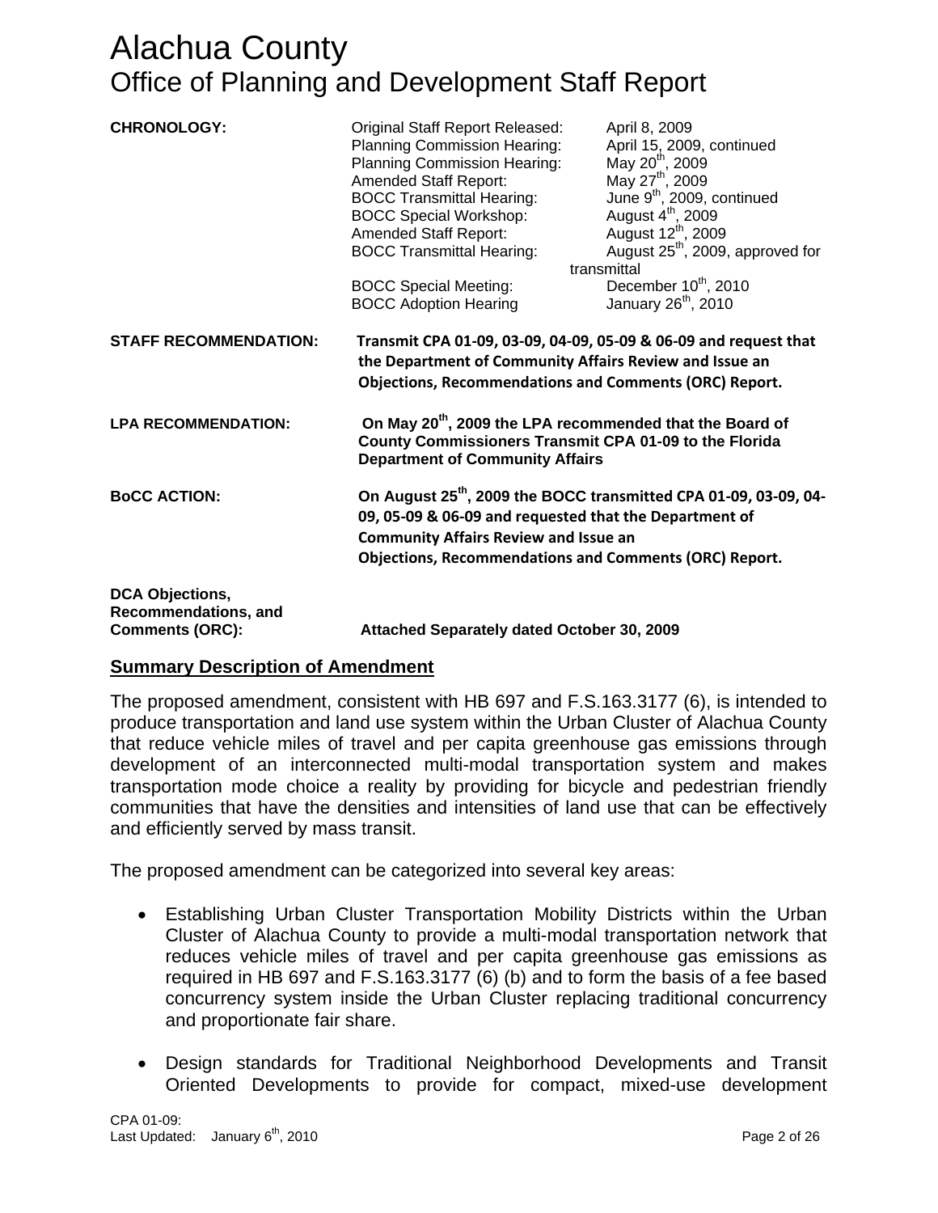# Alachua County
## Office of Planning and Development Staff Report

**CHRONOLOGY:**

| | |
|---|---|
| Original Staff Report Released: | April 8, 2009 |
| Planning Commission Hearing: | April 15, 2009, continued |
| Planning Commission Hearing: | May 20th, 2009 |
| Amended Staff Report: | May 27th, 2009 |
| BOCC Transmittal Hearing: | June 9th, 2009, continued |
| BOCC Special Workshop: | August 4th, 2009 |
| Amended Staff Report: | August 12th, 2009 |
| BOCC Transmittal Hearing: | August 25th, 2009, approved for transmittal |
| BOCC Special Meeting: | December 10th, 2010 |
| BOCC Adoption Hearing | January 26th, 2010 |

**STAFF RECOMMENDATION:** **Transmit CPA 01-09, 03-09, 04-09, 05-09 & 06-09 and request that the Department of Community Affairs Review and Issue an Objections, Recommendations and Comments (ORC) Report.**

**LPA RECOMMENDATION:** **On May 20th, 2009 the LPA recommended that the Board of County Commissioners Transmit CPA 01-09 to the Florida Department of Community Affairs**

**BoCC ACTION:** **On August 25th, 2009 the BOCC transmitted CPA 01-09, 03-09, 04-09, 05-09 & 06-09 and requested that the Department of Community Affairs Review and Issue an Objections, Recommendations and Comments (ORC) Report.**

**DCA Objections, Recommendations, and Comments (ORC):** **Attached Separately dated October 30, 2009**

## Summary Description of Amendment

The proposed amendment, consistent with HB 697 and F.S.163.3177 (6), is intended to produce transportation and land use system within the Urban Cluster of Alachua County that reduce vehicle miles of travel and per capita greenhouse gas emissions through development of an interconnected multi-modal transportation system and makes transportation mode choice a reality by providing for bicycle and pedestrian friendly communities that have the densities and intensities of land use that can be effectively and efficiently served by mass transit.

The proposed amendment can be categorized into several key areas:

- Establishing Urban Cluster Transportation Mobility Districts within the Urban Cluster of Alachua County to provide a multi-modal transportation network that reduces vehicle miles of travel and per capita greenhouse gas emissions as required in HB 697 and F.S.163.3177 (6) (b) and to form the basis of a fee based concurrency system inside the Urban Cluster replacing traditional concurrency and proportionate fair share.

- Design standards for Traditional Neighborhood Developments and Transit Oriented Developments to provide for compact, mixed-use development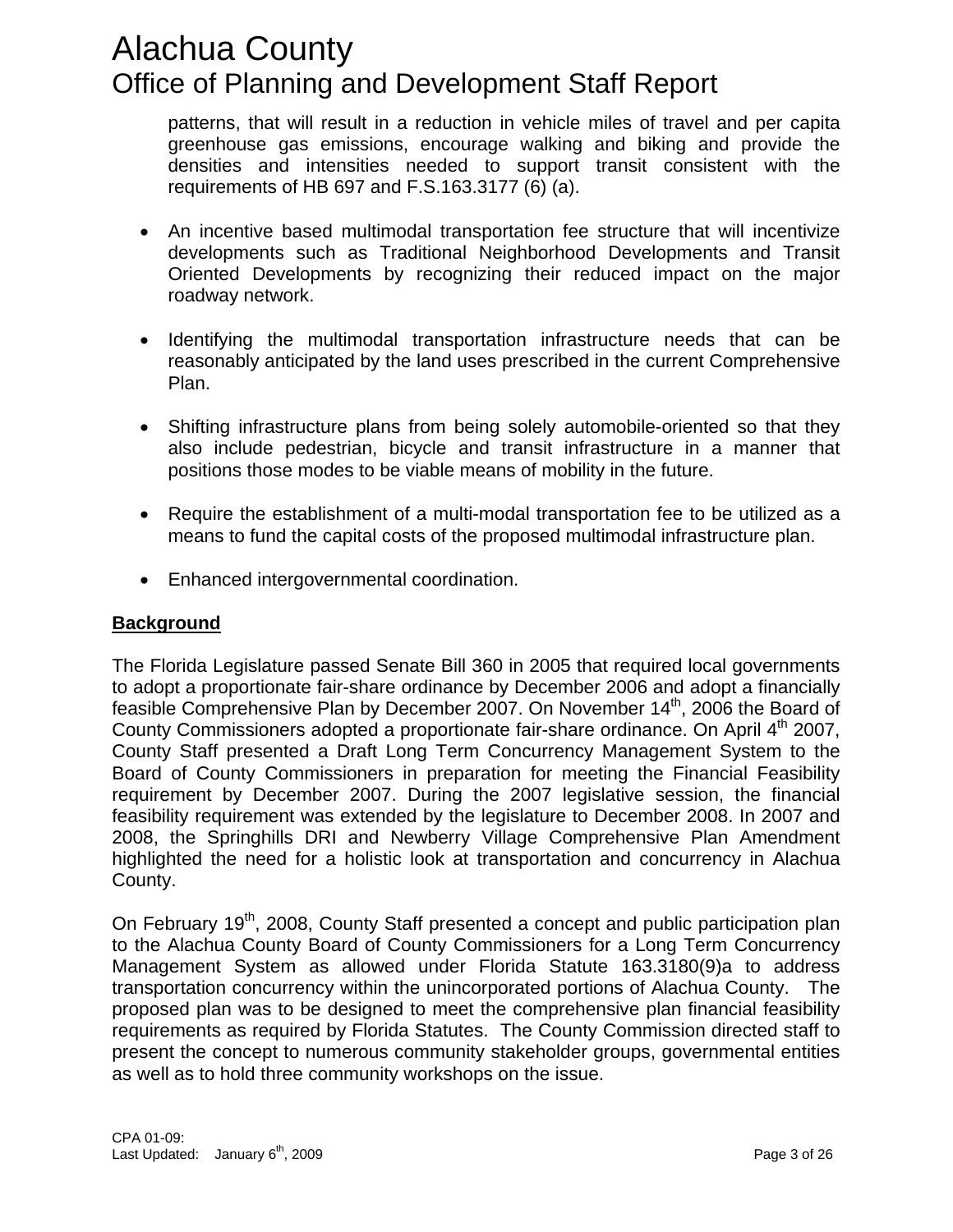patterns, that will result in a reduction in vehicle miles of travel and per capita greenhouse gas emissions, encourage walking and biking and provide the densities and intensities needed to support transit consistent with the requirements of HB 697 and F.S.163.3177 (6) (a).

- An incentive based multimodal transportation fee structure that will incentivize developments such as Traditional Neighborhood Developments and Transit Oriented Developments by recognizing their reduced impact on the major roadway network.

- Identifying the multimodal transportation infrastructure needs that can be reasonably anticipated by the land uses prescribed in the current Comprehensive Plan.

- Shifting infrastructure plans from being solely automobile-oriented so that they also include pedestrian, bicycle and transit infrastructure in a manner that positions those modes to be viable means of mobility in the future.

- Require the establishment of a multi-modal transportation fee to be utilized as a means to fund the capital costs of the proposed multimodal infrastructure plan.

- Enhanced intergovernmental coordination.

## Background

The Florida Legislature passed Senate Bill 360 in 2005 that required local governments to adopt a proportionate fair-share ordinance by December 2006 and adopt a financially feasible Comprehensive Plan by December 2007. On November 14th, 2006 the Board of County Commissioners adopted a proportionate fair-share ordinance. On April 4th 2007, County Staff presented a Draft Long Term Concurrency Management System to the Board of County Commissioners in preparation for meeting the Financial Feasibility requirement by December 2007. During the 2007 legislative session, the financial feasibility requirement was extended by the legislature to December 2008. In 2007 and 2008, the Springhills DRI and Newberry Village Comprehensive Plan Amendment highlighted the need for a holistic look at transportation and concurrency in Alachua County.

On February 19th, 2008, County Staff presented a concept and public participation plan to the Alachua County Board of County Commissioners for a Long Term Concurrency Management System as allowed under Florida Statute 163.3180(9)a to address transportation concurrency within the unincorporated portions of Alachua County. The proposed plan was to be designed to meet the comprehensive plan financial feasibility requirements as required by Florida Statutes. The County Commission directed staff to present the concept to numerous community stakeholder groups, governmental entities as well as to hold three community workshops on the issue.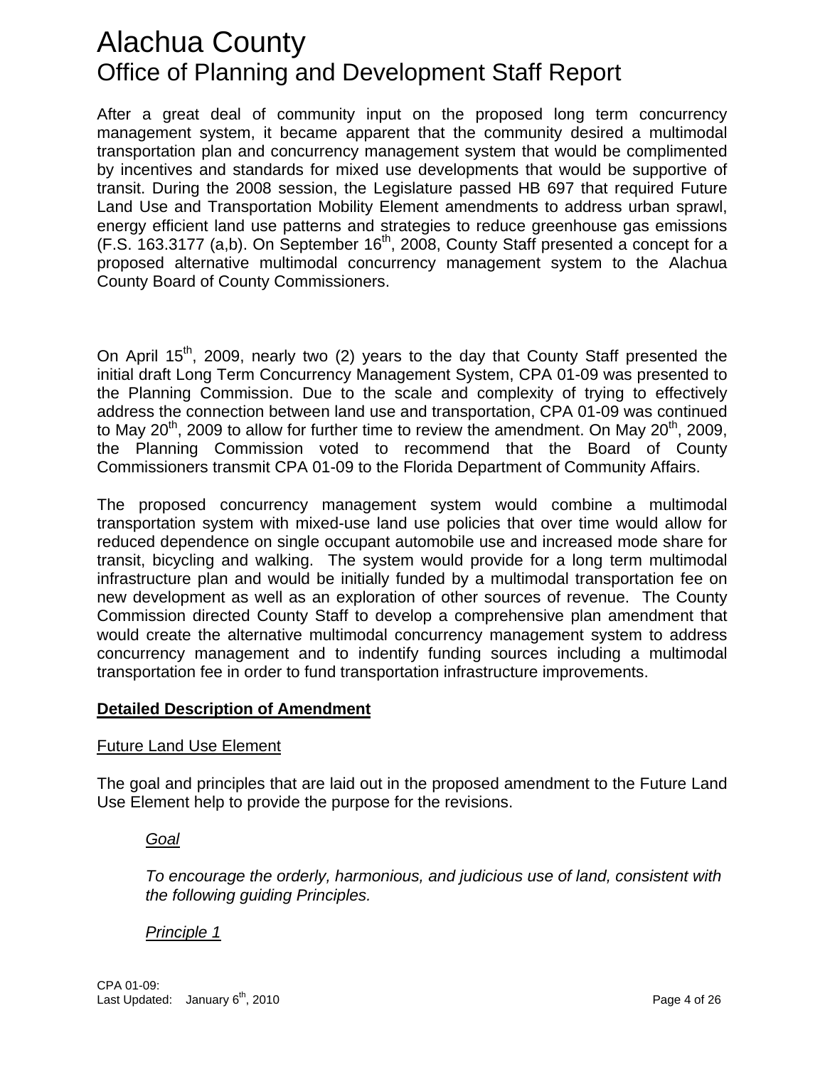After a great deal of community input on the proposed long term concurrency management system, it became apparent that the community desired a multimodal transportation plan and concurrency management system that would be complimented by incentives and standards for mixed use developments that would be supportive of transit. During the 2008 session, the Legislature passed HB 697 that required Future Land Use and Transportation Mobility Element amendments to address urban sprawl, energy efficient land use patterns and strategies to reduce greenhouse gas emissions (F.S. 163.3177 (a,b). On September 16th, 2008, County Staff presented a concept for a proposed alternative multimodal concurrency management system to the Alachua County Board of County Commissioners.

On April 15th, 2009, nearly two (2) years to the day that County Staff presented the initial draft Long Term Concurrency Management System, CPA 01-09 was presented to the Planning Commission. Due to the scale and complexity of trying to effectively address the connection between land use and transportation, CPA 01-09 was continued to May 20th, 2009 to allow for further time to review the amendment. On May 20th, 2009, the Planning Commission voted to recommend that the Board of County Commissioners transmit CPA 01-09 to the Florida Department of Community Affairs.

The proposed concurrency management system would combine a multimodal transportation system with mixed-use land use policies that over time would allow for reduced dependence on single occupant automobile use and increased mode share for transit, bicycling and walking. The system would provide for a long term multimodal infrastructure plan and would be initially funded by a multimodal transportation fee on new development as well as an exploration of other sources of revenue. The County Commission directed County Staff to develop a comprehensive plan amendment that would create the alternative multimodal concurrency management system to address concurrency management and to indentify funding sources including a multimodal transportation fee in order to fund transportation infrastructure improvements.

## Detailed Description of Amendment

### Future Land Use Element

The goal and principles that are laid out in the proposed amendment to the Future Land Use Element help to provide the purpose for the revisions.

> *Goal*
>
> *To encourage the orderly, harmonious, and judicious use of land, consistent with the following guiding Principles.*
>
> *Principle 1*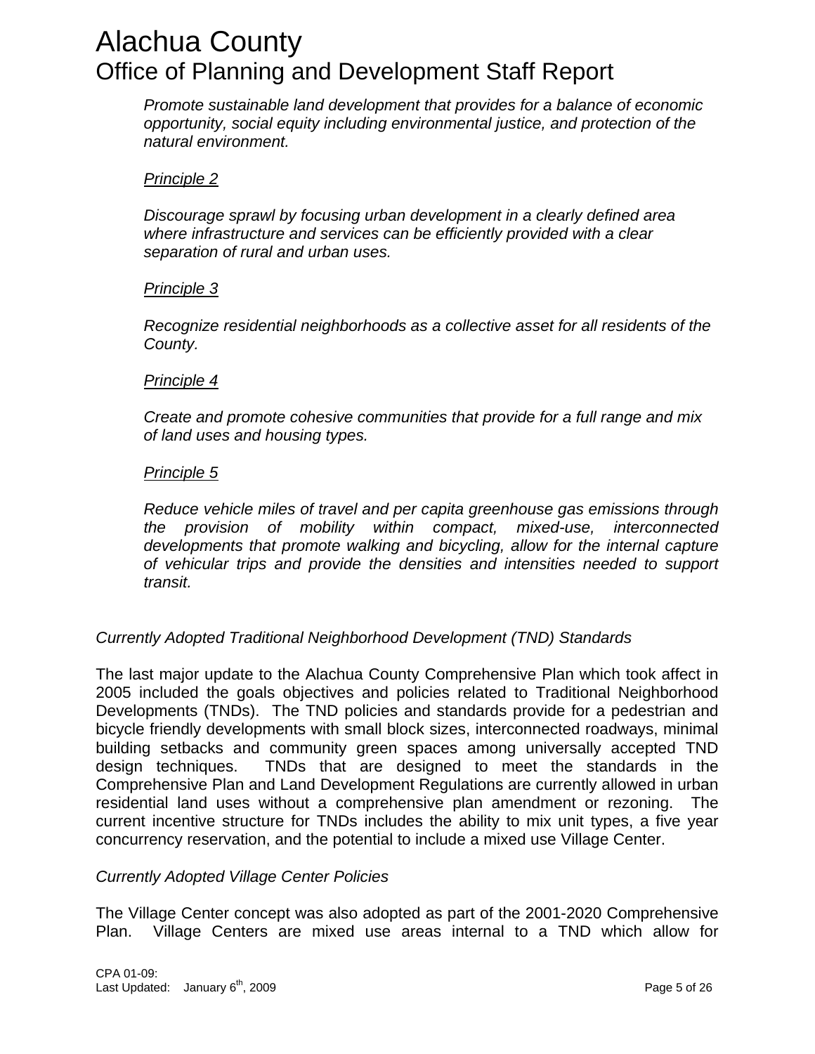*Promote sustainable land development that provides for a balance of economic opportunity, social equity including environmental justice, and protection of the natural environment.*

*Principle 2*

*Discourage sprawl by focusing urban development in a clearly defined area where infrastructure and services can be efficiently provided with a clear separation of rural and urban uses.*

*Principle 3*

*Recognize residential neighborhoods as a collective asset for all residents of the County.*

*Principle 4*

*Create and promote cohesive communities that provide for a full range and mix of land uses and housing types.*

*Principle 5*

*Reduce vehicle miles of travel and per capita greenhouse gas emissions through the provision of mobility within compact, mixed-use, interconnected developments that promote walking and bicycling, allow for the internal capture of vehicular trips and provide the densities and intensities needed to support transit.*

*Currently Adopted Traditional Neighborhood Development (TND) Standards*

The last major update to the Alachua County Comprehensive Plan which took affect in 2005 included the goals objectives and policies related to Traditional Neighborhood Developments (TNDs). The TND policies and standards provide for a pedestrian and bicycle friendly developments with small block sizes, interconnected roadways, minimal building setbacks and community green spaces among universally accepted TND design techniques. TNDs that are designed to meet the standards in the Comprehensive Plan and Land Development Regulations are currently allowed in urban residential land uses without a comprehensive plan amendment or rezoning. The current incentive structure for TNDs includes the ability to mix unit types, a five year concurrency reservation, and the potential to include a mixed use Village Center.

*Currently Adopted Village Center Policies*

The Village Center concept was also adopted as part of the 2001-2020 Comprehensive Plan. Village Centers are mixed use areas internal to a TND which allow for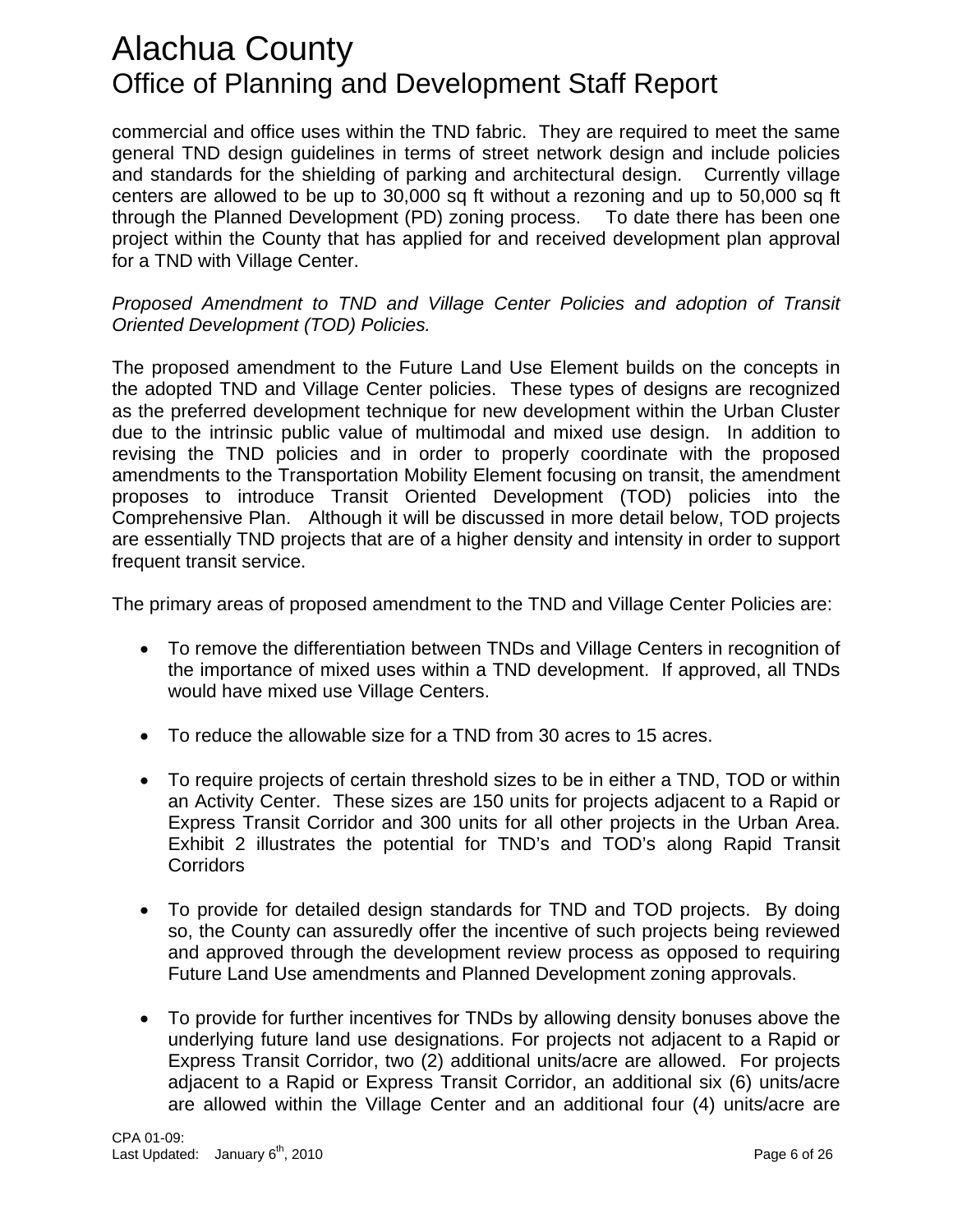commercial and office uses within the TND fabric. They are required to meet the same general TND design guidelines in terms of street network design and include policies and standards for the shielding of parking and architectural design. Currently village centers are allowed to be up to 30,000 sq ft without a rezoning and up to 50,000 sq ft through the Planned Development (PD) zoning process. To date there has been one project within the County that has applied for and received development plan approval for a TND with Village Center.

*Proposed Amendment to TND and Village Center Policies and adoption of Transit Oriented Development (TOD) Policies.*

The proposed amendment to the Future Land Use Element builds on the concepts in the adopted TND and Village Center policies. These types of designs are recognized as the preferred development technique for new development within the Urban Cluster due to the intrinsic public value of multimodal and mixed use design. In addition to revising the TND policies and in order to properly coordinate with the proposed amendments to the Transportation Mobility Element focusing on transit, the amendment proposes to introduce Transit Oriented Development (TOD) policies into the Comprehensive Plan. Although it will be discussed in more detail below, TOD projects are essentially TND projects that are of a higher density and intensity in order to support frequent transit service.

The primary areas of proposed amendment to the TND and Village Center Policies are:

- To remove the differentiation between TNDs and Village Centers in recognition of the importance of mixed uses within a TND development. If approved, all TNDs would have mixed use Village Centers.

- To reduce the allowable size for a TND from 30 acres to 15 acres.

- To require projects of certain threshold sizes to be in either a TND, TOD or within an Activity Center. These sizes are 150 units for projects adjacent to a Rapid or Express Transit Corridor and 300 units for all other projects in the Urban Area. Exhibit 2 illustrates the potential for TND's and TOD's along Rapid Transit Corridors

- To provide for detailed design standards for TND and TOD projects. By doing so, the County can assuredly offer the incentive of such projects being reviewed and approved through the development review process as opposed to requiring Future Land Use amendments and Planned Development zoning approvals.

- To provide for further incentives for TNDs by allowing density bonuses above the underlying future land use designations. For projects not adjacent to a Rapid or Express Transit Corridor, two (2) additional units/acre are allowed. For projects adjacent to a Rapid or Express Transit Corridor, an additional six (6) units/acre are allowed within the Village Center and an additional four (4) units/acre are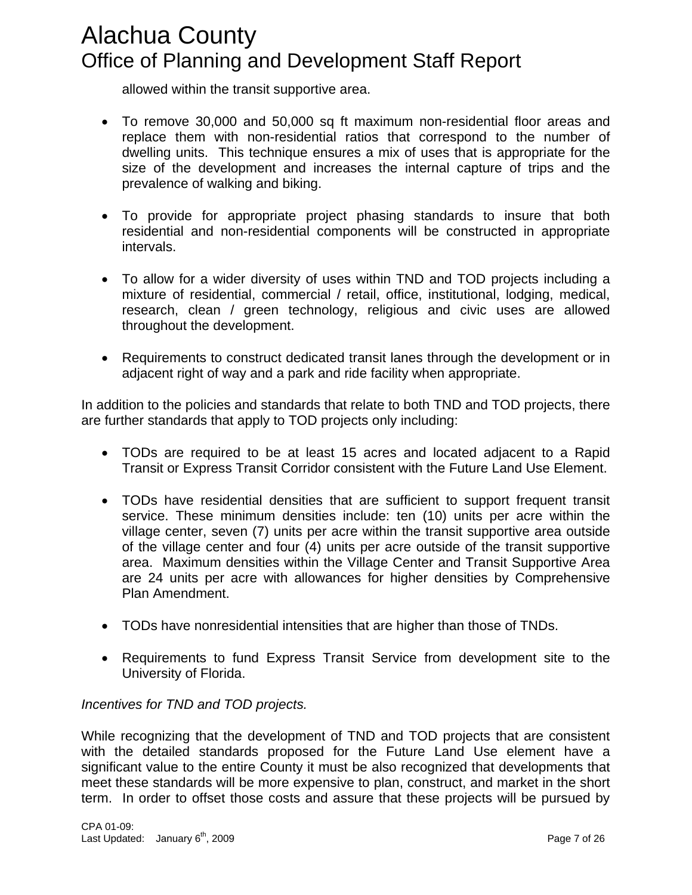allowed within the transit supportive area.

- To remove 30,000 and 50,000 sq ft maximum non-residential floor areas and replace them with non-residential ratios that correspond to the number of dwelling units. This technique ensures a mix of uses that is appropriate for the size of the development and increases the internal capture of trips and the prevalence of walking and biking.

- To provide for appropriate project phasing standards to insure that both residential and non-residential components will be constructed in appropriate intervals.

- To allow for a wider diversity of uses within TND and TOD projects including a mixture of residential, commercial / retail, office, institutional, lodging, medical, research, clean / green technology, religious and civic uses are allowed throughout the development.

- Requirements to construct dedicated transit lanes through the development or in adjacent right of way and a park and ride facility when appropriate.

In addition to the policies and standards that relate to both TND and TOD projects, there are further standards that apply to TOD projects only including:

- TODs are required to be at least 15 acres and located adjacent to a Rapid Transit or Express Transit Corridor consistent with the Future Land Use Element.

- TODs have residential densities that are sufficient to support frequent transit service. These minimum densities include: ten (10) units per acre within the village center, seven (7) units per acre within the transit supportive area outside of the village center and four (4) units per acre outside of the transit supportive area. Maximum densities within the Village Center and Transit Supportive Area are 24 units per acre with allowances for higher densities by Comprehensive Plan Amendment.

- TODs have nonresidential intensities that are higher than those of TNDs.

- Requirements to fund Express Transit Service from development site to the University of Florida.

*Incentives for TND and TOD projects.*

While recognizing that the development of TND and TOD projects that are consistent with the detailed standards proposed for the Future Land Use element have a significant value to the entire County it must be also recognized that developments that meet these standards will be more expensive to plan, construct, and market in the short term. In order to offset those costs and assure that these projects will be pursued by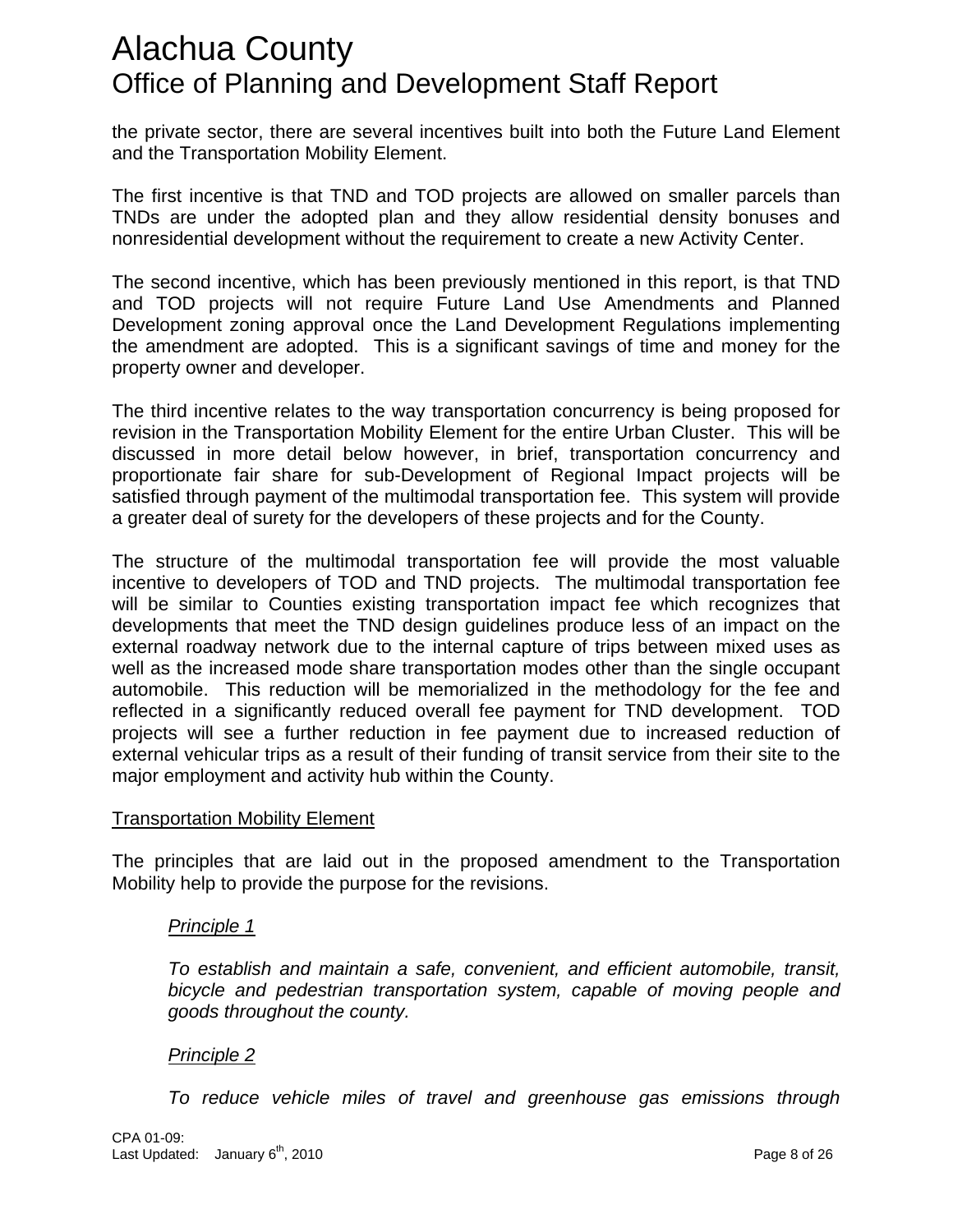the private sector, there are several incentives built into both the Future Land Element and the Transportation Mobility Element.

The first incentive is that TND and TOD projects are allowed on smaller parcels than TNDs are under the adopted plan and they allow residential density bonuses and nonresidential development without the requirement to create a new Activity Center.

The second incentive, which has been previously mentioned in this report, is that TND and TOD projects will not require Future Land Use Amendments and Planned Development zoning approval once the Land Development Regulations implementing the amendment are adopted. This is a significant savings of time and money for the property owner and developer.

The third incentive relates to the way transportation concurrency is being proposed for revision in the Transportation Mobility Element for the entire Urban Cluster. This will be discussed in more detail below however, in brief, transportation concurrency and proportionate fair share for sub-Development of Regional Impact projects will be satisfied through payment of the multimodal transportation fee. This system will provide a greater deal of surety for the developers of these projects and for the County.

The structure of the multimodal transportation fee will provide the most valuable incentive to developers of TOD and TND projects. The multimodal transportation fee will be similar to Counties existing transportation impact fee which recognizes that developments that meet the TND design guidelines produce less of an impact on the external roadway network due to the internal capture of trips between mixed uses as well as the increased mode share transportation modes other than the single occupant automobile. This reduction will be memorialized in the methodology for the fee and reflected in a significantly reduced overall fee payment for TND development. TOD projects will see a further reduction in fee payment due to increased reduction of external vehicular trips as a result of their funding of transit service from their site to the major employment and activity hub within the County.

<u>Transportation Mobility Element</u>

The principles that are laid out in the proposed amendment to the Transportation Mobility help to provide the purpose for the revisions.

> *<u>Principle 1</u>*
>
> *To establish and maintain a safe, convenient, and efficient automobile, transit, bicycle and pedestrian transportation system, capable of moving people and goods throughout the county.*
>
> *<u>Principle 2</u>*
>
> *To reduce vehicle miles of travel and greenhouse gas emissions through*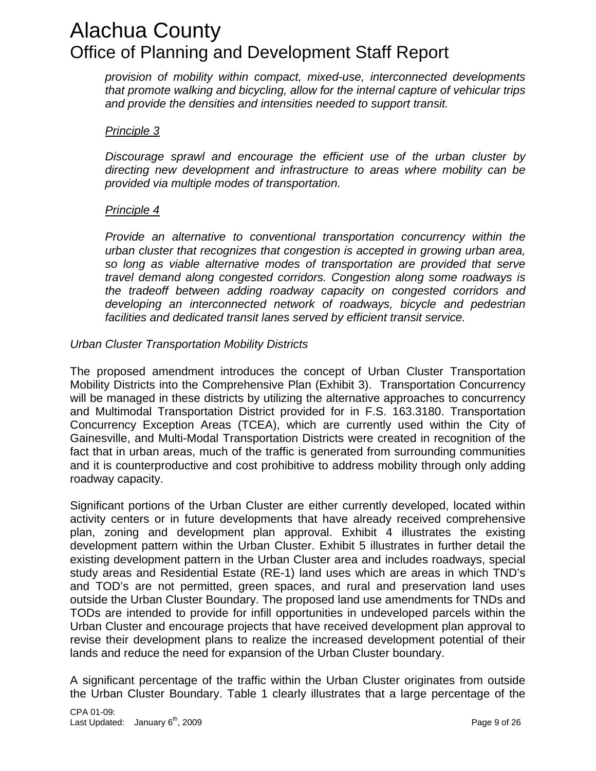*provision of mobility within compact, mixed-use, interconnected developments that promote walking and bicycling, allow for the internal capture of vehicular trips and provide the densities and intensities needed to support transit.*

*Principle 3*

*Discourage sprawl and encourage the efficient use of the urban cluster by directing new development and infrastructure to areas where mobility can be provided via multiple modes of transportation.*

*Principle 4*

*Provide an alternative to conventional transportation concurrency within the urban cluster that recognizes that congestion is accepted in growing urban area, so long as viable alternative modes of transportation are provided that serve travel demand along congested corridors. Congestion along some roadways is the tradeoff between adding roadway capacity on congested corridors and developing an interconnected network of roadways, bicycle and pedestrian facilities and dedicated transit lanes served by efficient transit service.*

*Urban Cluster Transportation Mobility Districts*

The proposed amendment introduces the concept of Urban Cluster Transportation Mobility Districts into the Comprehensive Plan (Exhibit 3). Transportation Concurrency will be managed in these districts by utilizing the alternative approaches to concurrency and Multimodal Transportation District provided for in F.S. 163.3180. Transportation Concurrency Exception Areas (TCEA), which are currently used within the City of Gainesville, and Multi-Modal Transportation Districts were created in recognition of the fact that in urban areas, much of the traffic is generated from surrounding communities and it is counterproductive and cost prohibitive to address mobility through only adding roadway capacity.

Significant portions of the Urban Cluster are either currently developed, located within activity centers or in future developments that have already received comprehensive plan, zoning and development plan approval. Exhibit 4 illustrates the existing development pattern within the Urban Cluster. Exhibit 5 illustrates in further detail the existing development pattern in the Urban Cluster area and includes roadways, special study areas and Residential Estate (RE-1) land uses which are areas in which TND's and TOD's are not permitted, green spaces, and rural and preservation land uses outside the Urban Cluster Boundary. The proposed land use amendments for TNDs and TODs are intended to provide for infill opportunities in undeveloped parcels within the Urban Cluster and encourage projects that have received development plan approval to revise their development plans to realize the increased development potential of their lands and reduce the need for expansion of the Urban Cluster boundary.

A significant percentage of the traffic within the Urban Cluster originates from outside the Urban Cluster Boundary. Table 1 clearly illustrates that a large percentage of the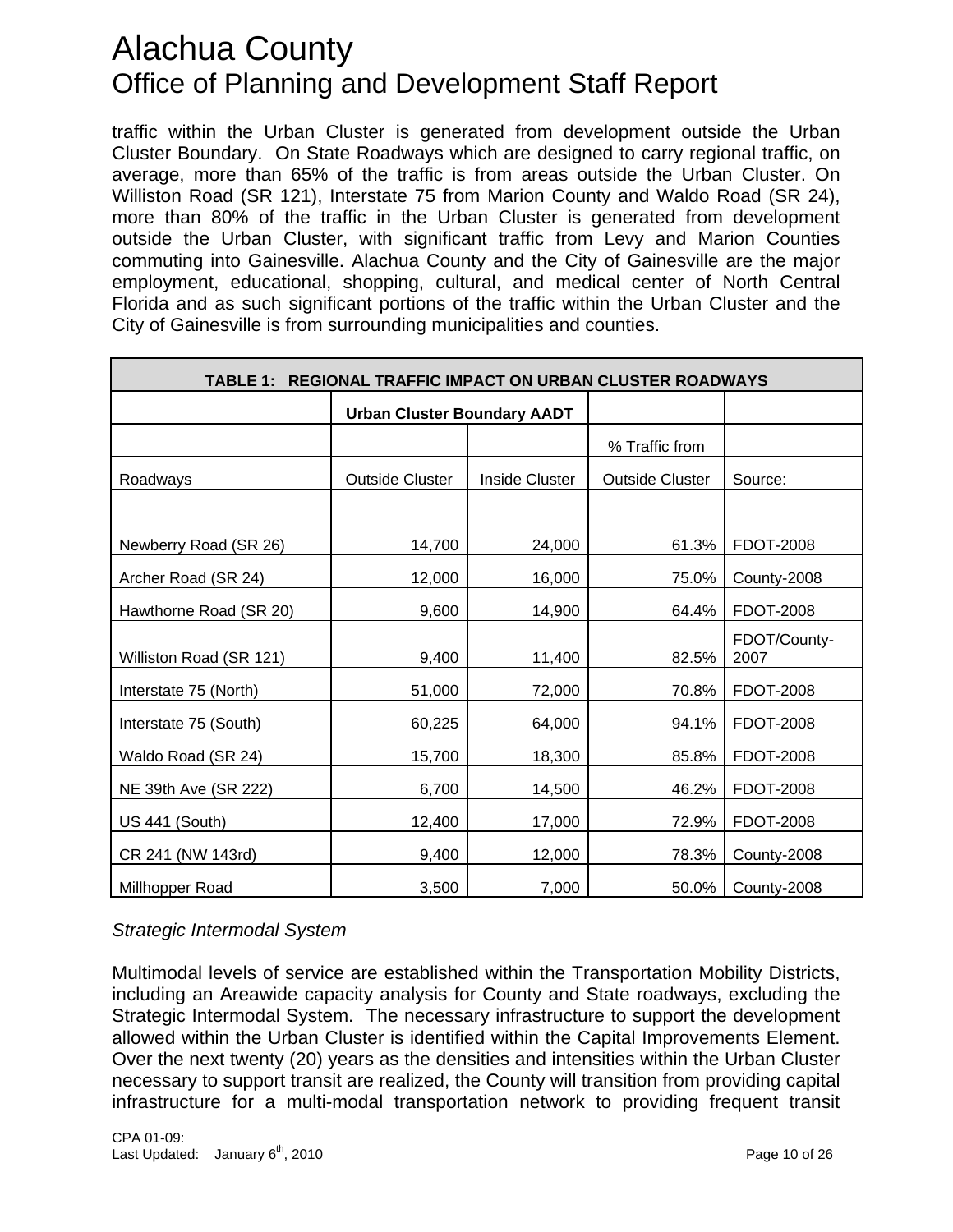traffic within the Urban Cluster is generated from development outside the Urban Cluster Boundary. On State Roadways which are designed to carry regional traffic, on average, more than 65% of the traffic is from areas outside the Urban Cluster. On Williston Road (SR 121), Interstate 75 from Marion County and Waldo Road (SR 24), more than 80% of the traffic in the Urban Cluster is generated from development outside the Urban Cluster, with significant traffic from Levy and Marion Counties commuting into Gainesville. Alachua County and the City of Gainesville are the major employment, educational, shopping, cultural, and medical center of North Central Florida and as such significant portions of the traffic within the Urban Cluster and the City of Gainesville is from surrounding municipalities and counties.

| TABLE 1: REGIONAL TRAFFIC IMPACT ON URBAN CLUSTER ROADWAYS | | | | |
|---|---|---|---|---|
| | **Urban Cluster Boundary AADT** | | | |
| | | | % Traffic from | |
| Roadways | Outside Cluster | Inside Cluster | Outside Cluster | Source: |
| | | | | |
| Newberry Road (SR 26) | 14,700 | 24,000 | 61.3% | FDOT-2008 |
| Archer Road (SR 24) | 12,000 | 16,000 | 75.0% | County-2008 |
| Hawthorne Road (SR 20) | 9,600 | 14,900 | 64.4% | FDOT-2008 |
| Williston Road (SR 121) | 9,400 | 11,400 | 82.5% | FDOT/County-2007 |
| Interstate 75 (North) | 51,000 | 72,000 | 70.8% | FDOT-2008 |
| Interstate 75 (South) | 60,225 | 64,000 | 94.1% | FDOT-2008 |
| Waldo Road (SR 24) | 15,700 | 18,300 | 85.8% | FDOT-2008 |
| NE 39th Ave (SR 222) | 6,700 | 14,500 | 46.2% | FDOT-2008 |
| US 441 (South) | 12,400 | 17,000 | 72.9% | FDOT-2008 |
| CR 241 (NW 143rd) | 9,400 | 12,000 | 78.3% | County-2008 |
| Millhopper Road | 3,500 | 7,000 | 50.0% | County-2008 |

*Strategic Intermodal System*

Multimodal levels of service are established within the Transportation Mobility Districts, including an Areawide capacity analysis for County and State roadways, excluding the Strategic Intermodal System. The necessary infrastructure to support the development allowed within the Urban Cluster is identified within the Capital Improvements Element. Over the next twenty (20) years as the densities and intensities within the Urban Cluster necessary to support transit are realized, the County will transition from providing capital infrastructure for a multi-modal transportation network to providing frequent transit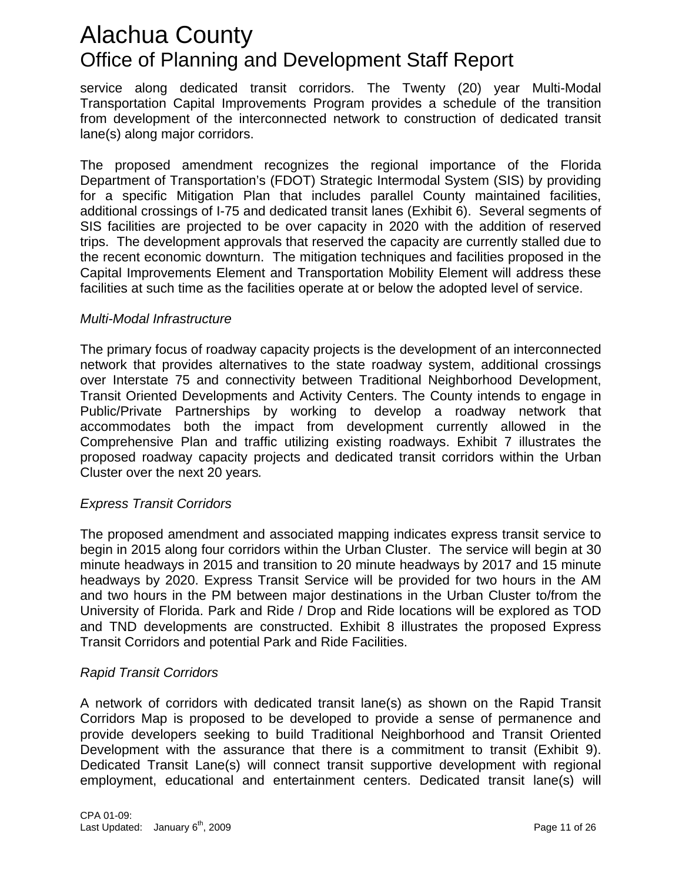service along dedicated transit corridors. The Twenty (20) year Multi-Modal Transportation Capital Improvements Program provides a schedule of the transition from development of the interconnected network to construction of dedicated transit lane(s) along major corridors.

The proposed amendment recognizes the regional importance of the Florida Department of Transportation's (FDOT) Strategic Intermodal System (SIS) by providing for a specific Mitigation Plan that includes parallel County maintained facilities, additional crossings of I-75 and dedicated transit lanes (Exhibit 6). Several segments of SIS facilities are projected to be over capacity in 2020 with the addition of reserved trips. The development approvals that reserved the capacity are currently stalled due to the recent economic downturn. The mitigation techniques and facilities proposed in the Capital Improvements Element and Transportation Mobility Element will address these facilities at such time as the facilities operate at or below the adopted level of service.

*Multi-Modal Infrastructure*

The primary focus of roadway capacity projects is the development of an interconnected network that provides alternatives to the state roadway system, additional crossings over Interstate 75 and connectivity between Traditional Neighborhood Development, Transit Oriented Developments and Activity Centers. The County intends to engage in Public/Private Partnerships by working to develop a roadway network that accommodates both the impact from development currently allowed in the Comprehensive Plan and traffic utilizing existing roadways. Exhibit 7 illustrates the proposed roadway capacity projects and dedicated transit corridors within the Urban Cluster over the next 20 years.

*Express Transit Corridors*

The proposed amendment and associated mapping indicates express transit service to begin in 2015 along four corridors within the Urban Cluster. The service will begin at 30 minute headways in 2015 and transition to 20 minute headways by 2017 and 15 minute headways by 2020. Express Transit Service will be provided for two hours in the AM and two hours in the PM between major destinations in the Urban Cluster to/from the University of Florida. Park and Ride / Drop and Ride locations will be explored as TOD and TND developments are constructed. Exhibit 8 illustrates the proposed Express Transit Corridors and potential Park and Ride Facilities.

*Rapid Transit Corridors*

A network of corridors with dedicated transit lane(s) as shown on the Rapid Transit Corridors Map is proposed to be developed to provide a sense of permanence and provide developers seeking to build Traditional Neighborhood and Transit Oriented Development with the assurance that there is a commitment to transit (Exhibit 9). Dedicated Transit Lane(s) will connect transit supportive development with regional employment, educational and entertainment centers. Dedicated transit lane(s) will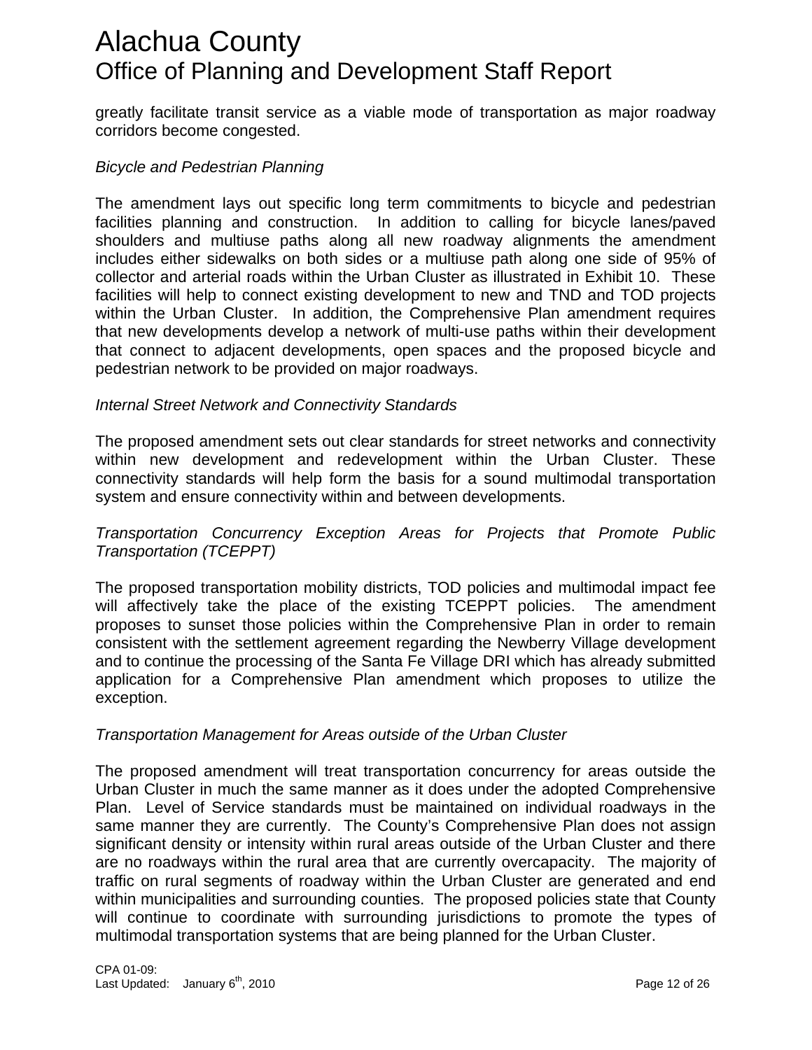greatly facilitate transit service as a viable mode of transportation as major roadway corridors become congested.

*Bicycle and Pedestrian Planning*

The amendment lays out specific long term commitments to bicycle and pedestrian facilities planning and construction. In addition to calling for bicycle lanes/paved shoulders and multiuse paths along all new roadway alignments the amendment includes either sidewalks on both sides or a multiuse path along one side of 95% of collector and arterial roads within the Urban Cluster as illustrated in Exhibit 10. These facilities will help to connect existing development to new and TND and TOD projects within the Urban Cluster. In addition, the Comprehensive Plan amendment requires that new developments develop a network of multi-use paths within their development that connect to adjacent developments, open spaces and the proposed bicycle and pedestrian network to be provided on major roadways.

*Internal Street Network and Connectivity Standards*

The proposed amendment sets out clear standards for street networks and connectivity within new development and redevelopment within the Urban Cluster. These connectivity standards will help form the basis for a sound multimodal transportation system and ensure connectivity within and between developments.

*Transportation Concurrency Exception Areas for Projects that Promote Public Transportation (TCEPPT)*

The proposed transportation mobility districts, TOD policies and multimodal impact fee will affectively take the place of the existing TCEPPT policies. The amendment proposes to sunset those policies within the Comprehensive Plan in order to remain consistent with the settlement agreement regarding the Newberry Village development and to continue the processing of the Santa Fe Village DRI which has already submitted application for a Comprehensive Plan amendment which proposes to utilize the exception.

*Transportation Management for Areas outside of the Urban Cluster*

The proposed amendment will treat transportation concurrency for areas outside the Urban Cluster in much the same manner as it does under the adopted Comprehensive Plan. Level of Service standards must be maintained on individual roadways in the same manner they are currently. The County's Comprehensive Plan does not assign significant density or intensity within rural areas outside of the Urban Cluster and there are no roadways within the rural area that are currently overcapacity. The majority of traffic on rural segments of roadway within the Urban Cluster are generated and end within municipalities and surrounding counties. The proposed policies state that County will continue to coordinate with surrounding jurisdictions to promote the types of multimodal transportation systems that are being planned for the Urban Cluster.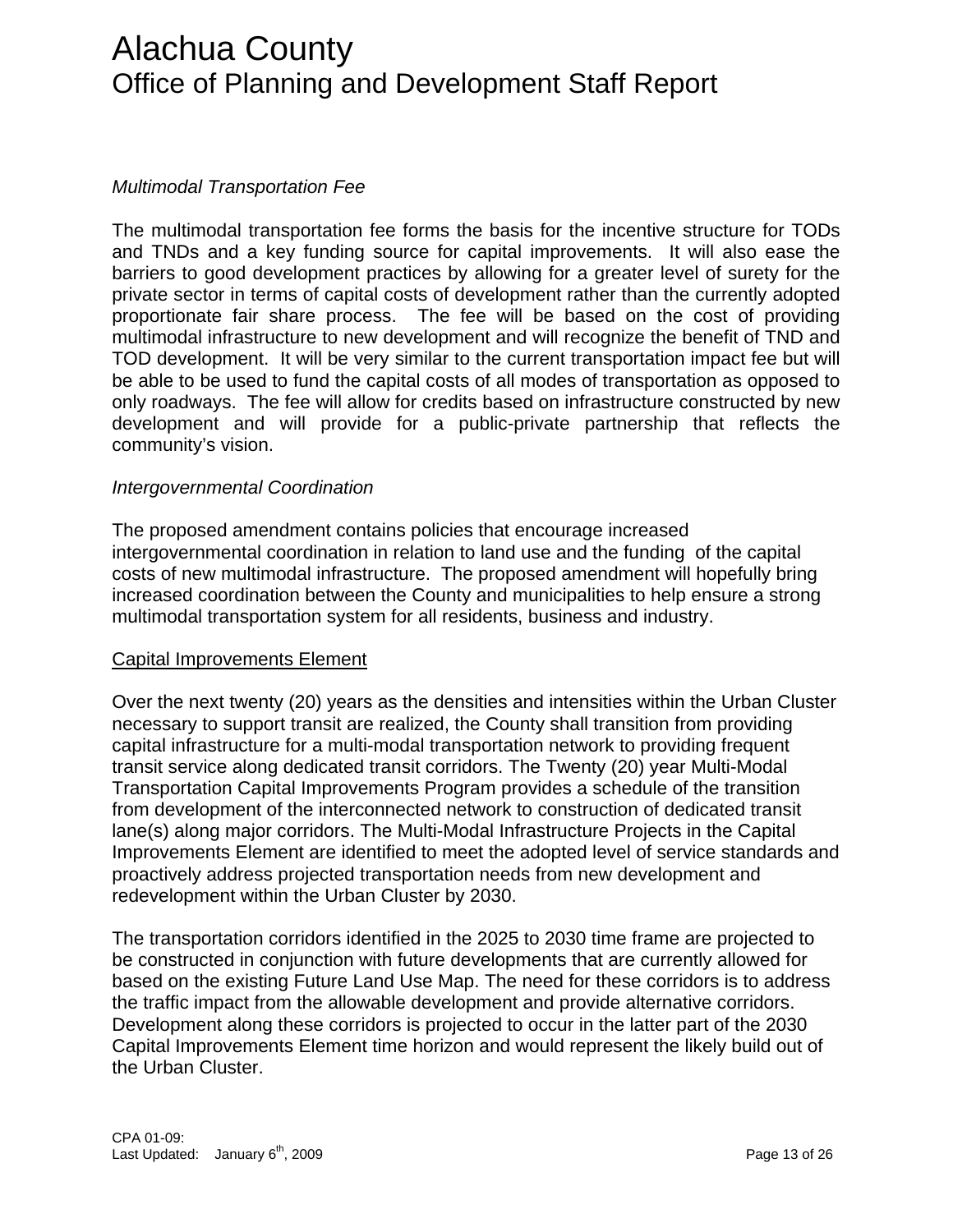*Multimodal Transportation Fee*

The multimodal transportation fee forms the basis for the incentive structure for TODs and TNDs and a key funding source for capital improvements. It will also ease the barriers to good development practices by allowing for a greater level of surety for the private sector in terms of capital costs of development rather than the currently adopted proportionate fair share process. The fee will be based on the cost of providing multimodal infrastructure to new development and will recognize the benefit of TND and TOD development. It will be very similar to the current transportation impact fee but will be able to be used to fund the capital costs of all modes of transportation as opposed to only roadways. The fee will allow for credits based on infrastructure constructed by new development and will provide for a public-private partnership that reflects the community's vision.

*Intergovernmental Coordination*

The proposed amendment contains policies that encourage increased intergovernmental coordination in relation to land use and the funding of the capital costs of new multimodal infrastructure. The proposed amendment will hopefully bring increased coordination between the County and municipalities to help ensure a strong multimodal transportation system for all residents, business and industry.

Capital Improvements Element

Over the next twenty (20) years as the densities and intensities within the Urban Cluster necessary to support transit are realized, the County shall transition from providing capital infrastructure for a multi-modal transportation network to providing frequent transit service along dedicated transit corridors. The Twenty (20) year Multi-Modal Transportation Capital Improvements Program provides a schedule of the transition from development of the interconnected network to construction of dedicated transit lane(s) along major corridors. The Multi-Modal Infrastructure Projects in the Capital Improvements Element are identified to meet the adopted level of service standards and proactively address projected transportation needs from new development and redevelopment within the Urban Cluster by 2030.

The transportation corridors identified in the 2025 to 2030 time frame are projected to be constructed in conjunction with future developments that are currently allowed for based on the existing Future Land Use Map. The need for these corridors is to address the traffic impact from the allowable development and provide alternative corridors. Development along these corridors is projected to occur in the latter part of the 2030 Capital Improvements Element time horizon and would represent the likely build out of the Urban Cluster.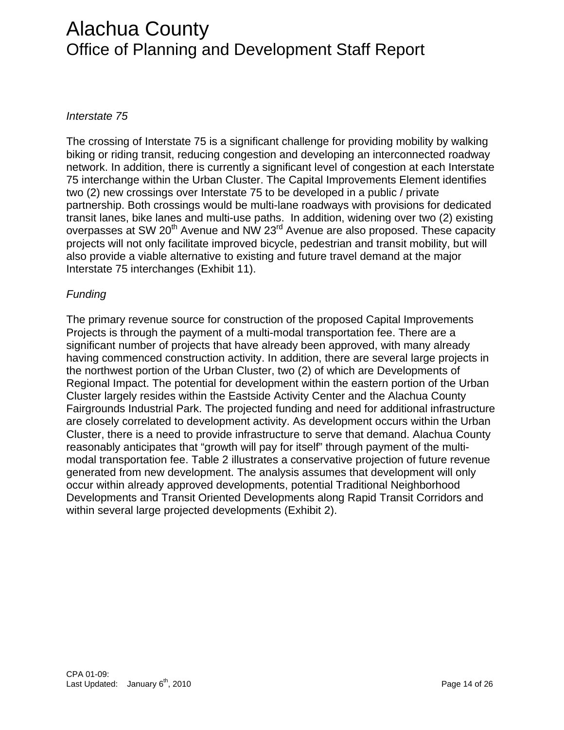*Interstate 75*

The crossing of Interstate 75 is a significant challenge for providing mobility by walking biking or riding transit, reducing congestion and developing an interconnected roadway network. In addition, there is currently a significant level of congestion at each Interstate 75 interchange within the Urban Cluster. The Capital Improvements Element identifies two (2) new crossings over Interstate 75 to be developed in a public / private partnership. Both crossings would be multi-lane roadways with provisions for dedicated transit lanes, bike lanes and multi-use paths. In addition, widening over two (2) existing overpasses at SW 20th Avenue and NW 23rd Avenue are also proposed. These capacity projects will not only facilitate improved bicycle, pedestrian and transit mobility, but will also provide a viable alternative to existing and future travel demand at the major Interstate 75 interchanges (Exhibit 11).

*Funding*

The primary revenue source for construction of the proposed Capital Improvements Projects is through the payment of a multi-modal transportation fee. There are a significant number of projects that have already been approved, with many already having commenced construction activity. In addition, there are several large projects in the northwest portion of the Urban Cluster, two (2) of which are Developments of Regional Impact. The potential for development within the eastern portion of the Urban Cluster largely resides within the Eastside Activity Center and the Alachua County Fairgrounds Industrial Park. The projected funding and need for additional infrastructure are closely correlated to development activity. As development occurs within the Urban Cluster, there is a need to provide infrastructure to serve that demand. Alachua County reasonably anticipates that "growth will pay for itself" through payment of the multi-modal transportation fee. Table 2 illustrates a conservative projection of future revenue generated from new development. The analysis assumes that development will only occur within already approved developments, potential Traditional Neighborhood Developments and Transit Oriented Developments along Rapid Transit Corridors and within several large projected developments (Exhibit 2).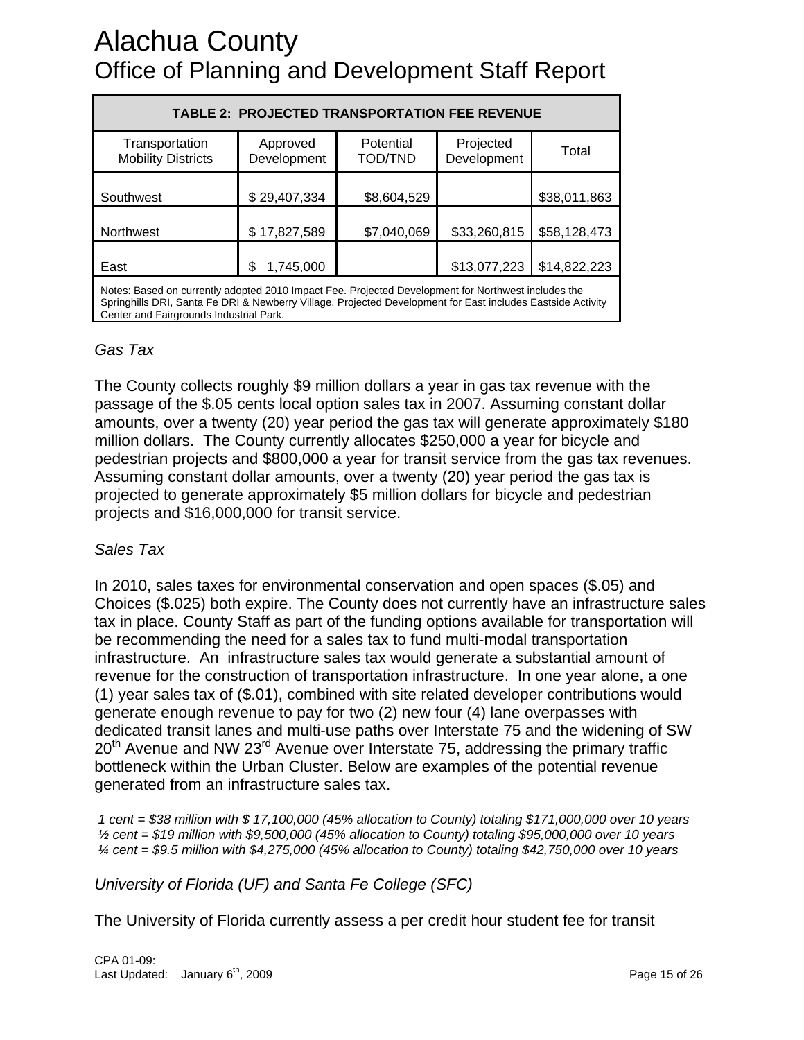# Alachua County

## Office of Planning and Development Staff Report

| TABLE 2: PROJECTED TRANSPORTATION FEE REVENUE | | | | |
|---|---|---|---|---|
| Transportation Mobility Districts | Approved Development | Potential TOD/TND | Projected Development | Total |
| Southwest | $ 29,407,334 | $8,604,529 | | $38,011,863 |
| Northwest | $ 17,827,589 | $7,040,069 | $33,260,815 | $58,128,473 |
| East | $ 1,745,000 | | $13,077,223 | $14,822,223 |

Notes: Based on currently adopted 2010 Impact Fee. Projected Development for Northwest includes the Springhills DRI, Santa Fe DRI & Newberry Village. Projected Development for East includes Eastside Activity Center and Fairgrounds Industrial Park.

*Gas Tax*

The County collects roughly $9 million dollars a year in gas tax revenue with the passage of the $.05 cents local option sales tax in 2007. Assuming constant dollar amounts, over a twenty (20) year period the gas tax will generate approximately $180 million dollars. The County currently allocates $250,000 a year for bicycle and pedestrian projects and $800,000 a year for transit service from the gas tax revenues. Assuming constant dollar amounts, over a twenty (20) year period the gas tax is projected to generate approximately $5 million dollars for bicycle and pedestrian projects and $16,000,000 for transit service.

*Sales Tax*

In 2010, sales taxes for environmental conservation and open spaces ($.05) and Choices ($.025) both expire. The County does not currently have an infrastructure sales tax in place. County Staff as part of the funding options available for transportation will be recommending the need for a sales tax to fund multi-modal transportation infrastructure. An infrastructure sales tax would generate a substantial amount of revenue for the construction of transportation infrastructure. In one year alone, a one (1) year sales tax of ($.01), combined with site related developer contributions would generate enough revenue to pay for two (2) new four (4) lane overpasses with dedicated transit lanes and multi-use paths over Interstate 75 and the widening of SW 20th Avenue and NW 23rd Avenue over Interstate 75, addressing the primary traffic bottleneck within the Urban Cluster. Below are examples of the potential revenue generated from an infrastructure sales tax.

*1 cent = $38 million with $ 17,100,000 (45% allocation to County) totaling $171,000,000 over 10 years*
*½ cent = $19 million with $9,500,000 (45% allocation to County) totaling $95,000,000 over 10 years*
*¼ cent = $9.5 million with $4,275,000 (45% allocation to County) totaling $42,750,000 over 10 years*

*University of Florida (UF) and Santa Fe College (SFC)*

The University of Florida currently assess a per credit hour student fee for transit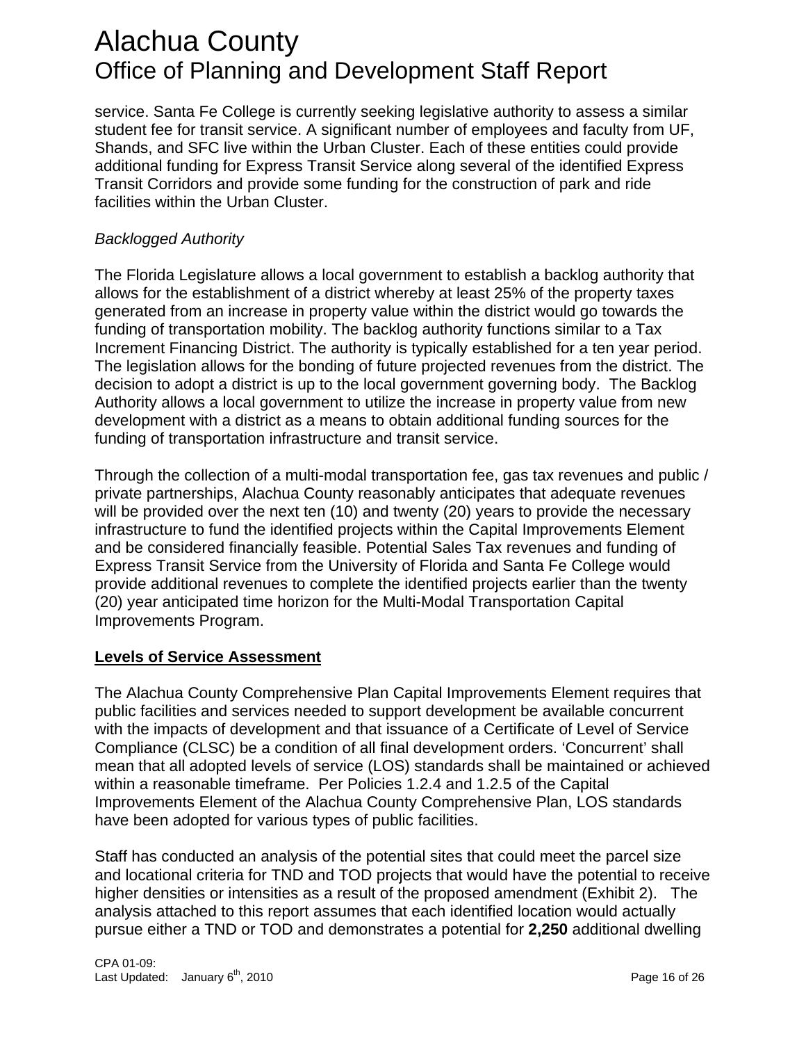service. Santa Fe College is currently seeking legislative authority to assess a similar student fee for transit service. A significant number of employees and faculty from UF, Shands, and SFC live within the Urban Cluster. Each of these entities could provide additional funding for Express Transit Service along several of the identified Express Transit Corridors and provide some funding for the construction of park and ride facilities within the Urban Cluster.

*Backlogged Authority*

The Florida Legislature allows a local government to establish a backlog authority that allows for the establishment of a district whereby at least 25% of the property taxes generated from an increase in property value within the district would go towards the funding of transportation mobility. The backlog authority functions similar to a Tax Increment Financing District. The authority is typically established for a ten year period. The legislation allows for the bonding of future projected revenues from the district. The decision to adopt a district is up to the local government governing body. The Backlog Authority allows a local government to utilize the increase in property value from new development with a district as a means to obtain additional funding sources for the funding of transportation infrastructure and transit service.

Through the collection of a multi-modal transportation fee, gas tax revenues and public / private partnerships, Alachua County reasonably anticipates that adequate revenues will be provided over the next ten (10) and twenty (20) years to provide the necessary infrastructure to fund the identified projects within the Capital Improvements Element and be considered financially feasible. Potential Sales Tax revenues and funding of Express Transit Service from the University of Florida and Santa Fe College would provide additional revenues to complete the identified projects earlier than the twenty (20) year anticipated time horizon for the Multi-Modal Transportation Capital Improvements Program.

## Levels of Service Assessment

The Alachua County Comprehensive Plan Capital Improvements Element requires that public facilities and services needed to support development be available concurrent with the impacts of development and that issuance of a Certificate of Level of Service Compliance (CLSC) be a condition of all final development orders. 'Concurrent' shall mean that all adopted levels of service (LOS) standards shall be maintained or achieved within a reasonable timeframe. Per Policies 1.2.4 and 1.2.5 of the Capital Improvements Element of the Alachua County Comprehensive Plan, LOS standards have been adopted for various types of public facilities.

Staff has conducted an analysis of the potential sites that could meet the parcel size and locational criteria for TND and TOD projects that would have the potential to receive higher densities or intensities as a result of the proposed amendment (Exhibit 2). The analysis attached to this report assumes that each identified location would actually pursue either a TND or TOD and demonstrates a potential for **2,250** additional dwelling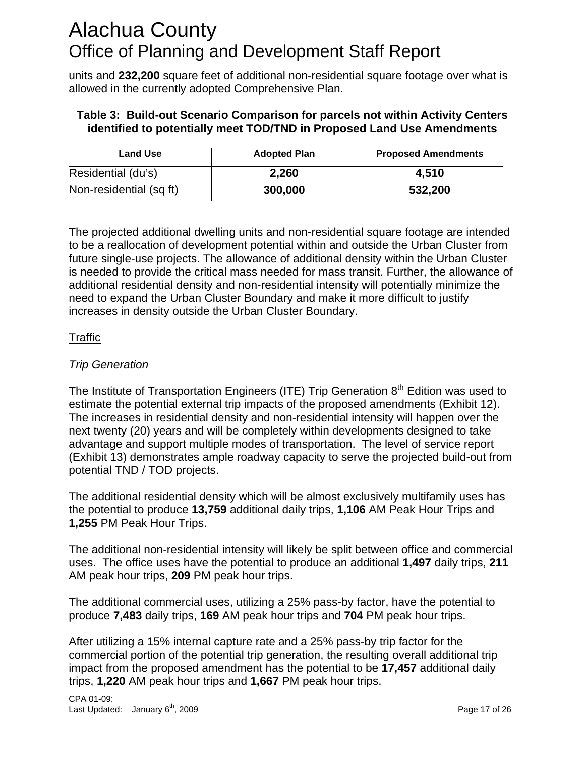units and **232,200** square feet of additional non-residential square footage over what is allowed in the currently adopted Comprehensive Plan.

**Table 3: Build-out Scenario Comparison for parcels not within Activity Centers identified to potentially meet TOD/TND in Proposed Land Use Amendments**

| Land Use | Adopted Plan | Proposed Amendments |
|---|---|---|
| Residential (du's) | **2,260** | **4,510** |
| Non-residential (sq ft) | **300,000** | **532,200** |

The projected additional dwelling units and non-residential square footage are intended to be a reallocation of development potential within and outside the Urban Cluster from future single-use projects. The allowance of additional density within the Urban Cluster is needed to provide the critical mass needed for mass transit. Further, the allowance of additional residential density and non-residential intensity will potentially minimize the need to expand the Urban Cluster Boundary and make it more difficult to justify increases in density outside the Urban Cluster Boundary.

<u>Traffic</u>

*Trip Generation*

The Institute of Transportation Engineers (ITE) Trip Generation 8th Edition was used to estimate the potential external trip impacts of the proposed amendments (Exhibit 12). The increases in residential density and non-residential intensity will happen over the next twenty (20) years and will be completely within developments designed to take advantage and support multiple modes of transportation. The level of service report (Exhibit 13) demonstrates ample roadway capacity to serve the projected build-out from potential TND / TOD projects.

The additional residential density which will be almost exclusively multifamily uses has the potential to produce **13,759** additional daily trips, **1,106** AM Peak Hour Trips and **1,255** PM Peak Hour Trips.

The additional non-residential intensity will likely be split between office and commercial uses. The office uses have the potential to produce an additional **1,497** daily trips, **211** AM peak hour trips, **209** PM peak hour trips.

The additional commercial uses, utilizing a 25% pass-by factor, have the potential to produce **7,483** daily trips, **169** AM peak hour trips and **704** PM peak hour trips.

After utilizing a 15% internal capture rate and a 25% pass-by trip factor for the commercial portion of the potential trip generation, the resulting overall additional trip impact from the proposed amendment has the potential to be **17,457** additional daily trips, **1,220** AM peak hour trips and **1,667** PM peak hour trips.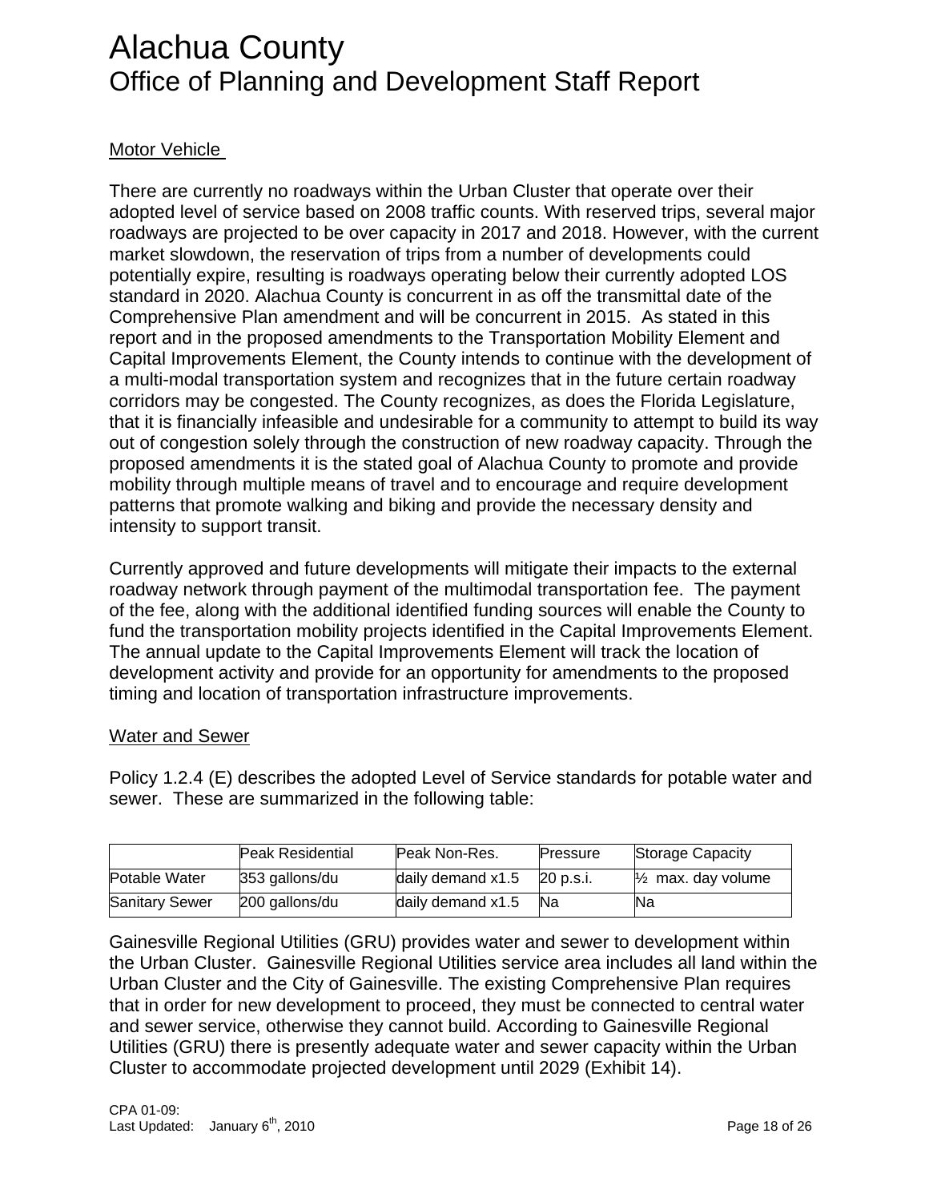Motor Vehicle

There are currently no roadways within the Urban Cluster that operate over their adopted level of service based on 2008 traffic counts. With reserved trips, several major roadways are projected to be over capacity in 2017 and 2018. However, with the current market slowdown, the reservation of trips from a number of developments could potentially expire, resulting is roadways operating below their currently adopted LOS standard in 2020. Alachua County is concurrent in as off the transmittal date of the Comprehensive Plan amendment and will be concurrent in 2015. As stated in this report and in the proposed amendments to the Transportation Mobility Element and Capital Improvements Element, the County intends to continue with the development of a multi-modal transportation system and recognizes that in the future certain roadway corridors may be congested. The County recognizes, as does the Florida Legislature, that it is financially infeasible and undesirable for a community to attempt to build its way out of congestion solely through the construction of new roadway capacity. Through the proposed amendments it is the stated goal of Alachua County to promote and provide mobility through multiple means of travel and to encourage and require development patterns that promote walking and biking and provide the necessary density and intensity to support transit.

Currently approved and future developments will mitigate their impacts to the external roadway network through payment of the multimodal transportation fee. The payment of the fee, along with the additional identified funding sources will enable the County to fund the transportation mobility projects identified in the Capital Improvements Element. The annual update to the Capital Improvements Element will track the location of development activity and provide for an opportunity for amendments to the proposed timing and location of transportation infrastructure improvements.

Water and Sewer

Policy 1.2.4 (E) describes the adopted Level of Service standards for potable water and sewer. These are summarized in the following table:

| | Peak Residential | Peak Non-Res. | Pressure | Storage Capacity |
|---|---|---|---|---|
| Potable Water | 353 gallons/du | daily demand x1.5 | 20 p.s.i. | ½ max. day volume |
| Sanitary Sewer | 200 gallons/du | daily demand x1.5 | Na | Na |

Gainesville Regional Utilities (GRU) provides water and sewer to development within the Urban Cluster. Gainesville Regional Utilities service area includes all land within the Urban Cluster and the City of Gainesville. The existing Comprehensive Plan requires that in order for new development to proceed, they must be connected to central water and sewer service, otherwise they cannot build. According to Gainesville Regional Utilities (GRU) there is presently adequate water and sewer capacity within the Urban Cluster to accommodate projected development until 2029 (Exhibit 14).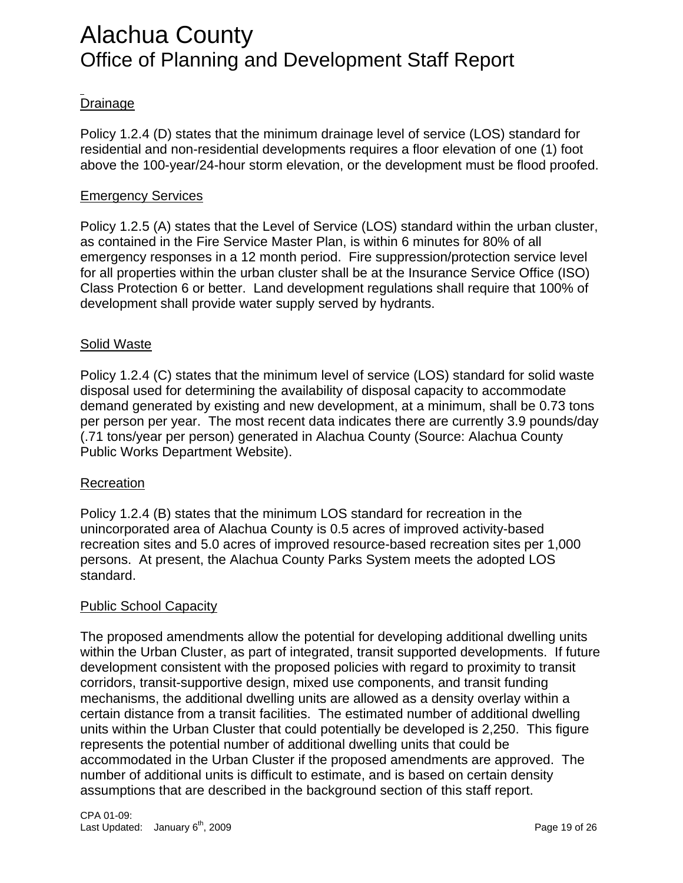### Drainage

Policy 1.2.4 (D) states that the minimum drainage level of service (LOS) standard for residential and non-residential developments requires a floor elevation of one (1) foot above the 100-year/24-hour storm elevation, or the development must be flood proofed.

### Emergency Services

Policy 1.2.5 (A) states that the Level of Service (LOS) standard within the urban cluster, as contained in the Fire Service Master Plan, is within 6 minutes for 80% of all emergency responses in a 12 month period. Fire suppression/protection service level for all properties within the urban cluster shall be at the Insurance Service Office (ISO) Class Protection 6 or better. Land development regulations shall require that 100% of development shall provide water supply served by hydrants.

### Solid Waste

Policy 1.2.4 (C) states that the minimum level of service (LOS) standard for solid waste disposal used for determining the availability of disposal capacity to accommodate demand generated by existing and new development, at a minimum, shall be 0.73 tons per person per year. The most recent data indicates there are currently 3.9 pounds/day (.71 tons/year per person) generated in Alachua County (Source: Alachua County Public Works Department Website).

### Recreation

Policy 1.2.4 (B) states that the minimum LOS standard for recreation in the unincorporated area of Alachua County is 0.5 acres of improved activity-based recreation sites and 5.0 acres of improved resource-based recreation sites per 1,000 persons. At present, the Alachua County Parks System meets the adopted LOS standard.

### Public School Capacity

The proposed amendments allow the potential for developing additional dwelling units within the Urban Cluster, as part of integrated, transit supported developments. If future development consistent with the proposed policies with regard to proximity to transit corridors, transit-supportive design, mixed use components, and transit funding mechanisms, the additional dwelling units are allowed as a density overlay within a certain distance from a transit facilities. The estimated number of additional dwelling units within the Urban Cluster that could potentially be developed is 2,250. This figure represents the potential number of additional dwelling units that could be accommodated in the Urban Cluster if the proposed amendments are approved. The number of additional units is difficult to estimate, and is based on certain density assumptions that are described in the background section of this staff report.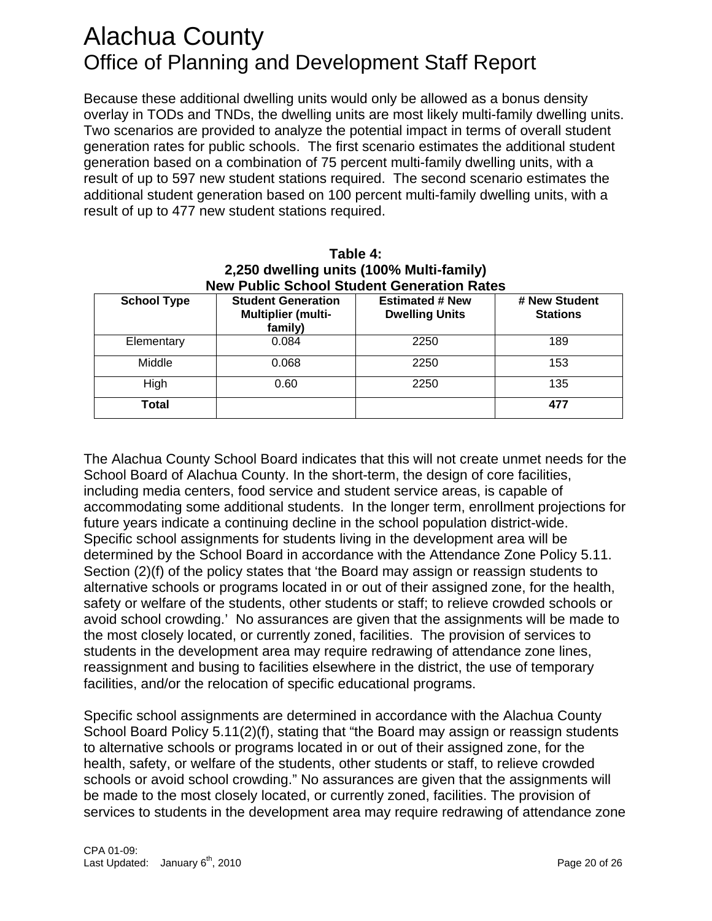# Alachua County
## Office of Planning and Development Staff Report

Because these additional dwelling units would only be allowed as a bonus density overlay in TODs and TNDs, the dwelling units are most likely multi-family dwelling units. Two scenarios are provided to analyze the potential impact in terms of overall student generation rates for public schools. The first scenario estimates the additional student generation based on a combination of 75 percent multi-family dwelling units, with a result of up to 597 new student stations required. The second scenario estimates the additional student generation based on 100 percent multi-family dwelling units, with a result of up to 477 new student stations required.

**Table 4:**
**2,250 dwelling units (100% Multi-family)**
**New Public School Student Generation Rates**

| School Type | Student Generation Multiplier (multi-family) | Estimated # New Dwelling Units | # New Student Stations |
|---|---|---|---|
| Elementary | 0.084 | 2250 | 189 |
| Middle | 0.068 | 2250 | 153 |
| High | 0.60 | 2250 | 135 |
| **Total** | | | **477** |

The Alachua County School Board indicates that this will not create unmet needs for the School Board of Alachua County. In the short-term, the design of core facilities, including media centers, food service and student service areas, is capable of accommodating some additional students. In the longer term, enrollment projections for future years indicate a continuing decline in the school population district-wide. Specific school assignments for students living in the development area will be determined by the School Board in accordance with the Attendance Zone Policy 5.11. Section (2)(f) of the policy states that 'the Board may assign or reassign students to alternative schools or programs located in or out of their assigned zone, for the health, safety or welfare of the students, other students or staff; to relieve crowded schools or avoid school crowding.' No assurances are given that the assignments will be made to the most closely located, or currently zoned, facilities. The provision of services to students in the development area may require redrawing of attendance zone lines, reassignment and busing to facilities elsewhere in the district, the use of temporary facilities, and/or the relocation of specific educational programs.

Specific school assignments are determined in accordance with the Alachua County School Board Policy 5.11(2)(f), stating that "the Board may assign or reassign students to alternative schools or programs located in or out of their assigned zone, for the health, safety, or welfare of the students, other students or staff, to relieve crowded schools or avoid school crowding." No assurances are given that the assignments will be made to the most closely located, or currently zoned, facilities. The provision of services to students in the development area may require redrawing of attendance zone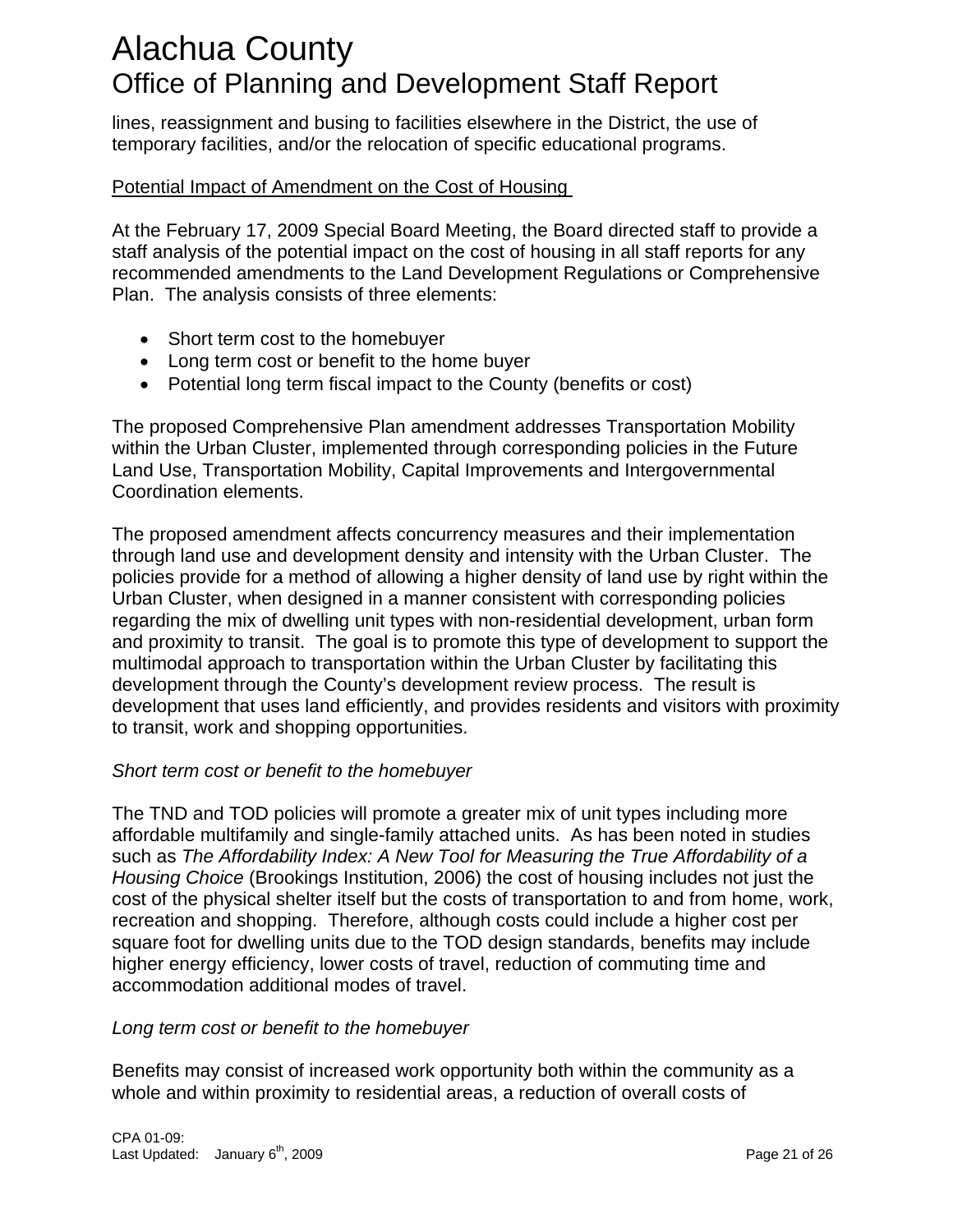lines, reassignment and busing to facilities elsewhere in the District, the use of temporary facilities, and/or the relocation of specific educational programs.

Potential Impact of Amendment on the Cost of Housing

At the February 17, 2009 Special Board Meeting, the Board directed staff to provide a staff analysis of the potential impact on the cost of housing in all staff reports for any recommended amendments to the Land Development Regulations or Comprehensive Plan. The analysis consists of three elements:

- Short term cost to the homebuyer
- Long term cost or benefit to the home buyer
- Potential long term fiscal impact to the County (benefits or cost)

The proposed Comprehensive Plan amendment addresses Transportation Mobility within the Urban Cluster, implemented through corresponding policies in the Future Land Use, Transportation Mobility, Capital Improvements and Intergovernmental Coordination elements.

The proposed amendment affects concurrency measures and their implementation through land use and development density and intensity with the Urban Cluster. The policies provide for a method of allowing a higher density of land use by right within the Urban Cluster, when designed in a manner consistent with corresponding policies regarding the mix of dwelling unit types with non-residential development, urban form and proximity to transit. The goal is to promote this type of development to support the multimodal approach to transportation within the Urban Cluster by facilitating this development through the County's development review process. The result is development that uses land efficiently, and provides residents and visitors with proximity to transit, work and shopping opportunities.

*Short term cost or benefit to the homebuyer*

The TND and TOD policies will promote a greater mix of unit types including more affordable multifamily and single-family attached units. As has been noted in studies such as *The Affordability Index: A New Tool for Measuring the True Affordability of a Housing Choice* (Brookings Institution, 2006) the cost of housing includes not just the cost of the physical shelter itself but the costs of transportation to and from home, work, recreation and shopping. Therefore, although costs could include a higher cost per square foot for dwelling units due to the TOD design standards, benefits may include higher energy efficiency, lower costs of travel, reduction of commuting time and accommodation additional modes of travel.

*Long term cost or benefit to the homebuyer*

Benefits may consist of increased work opportunity both within the community as a whole and within proximity to residential areas, a reduction of overall costs of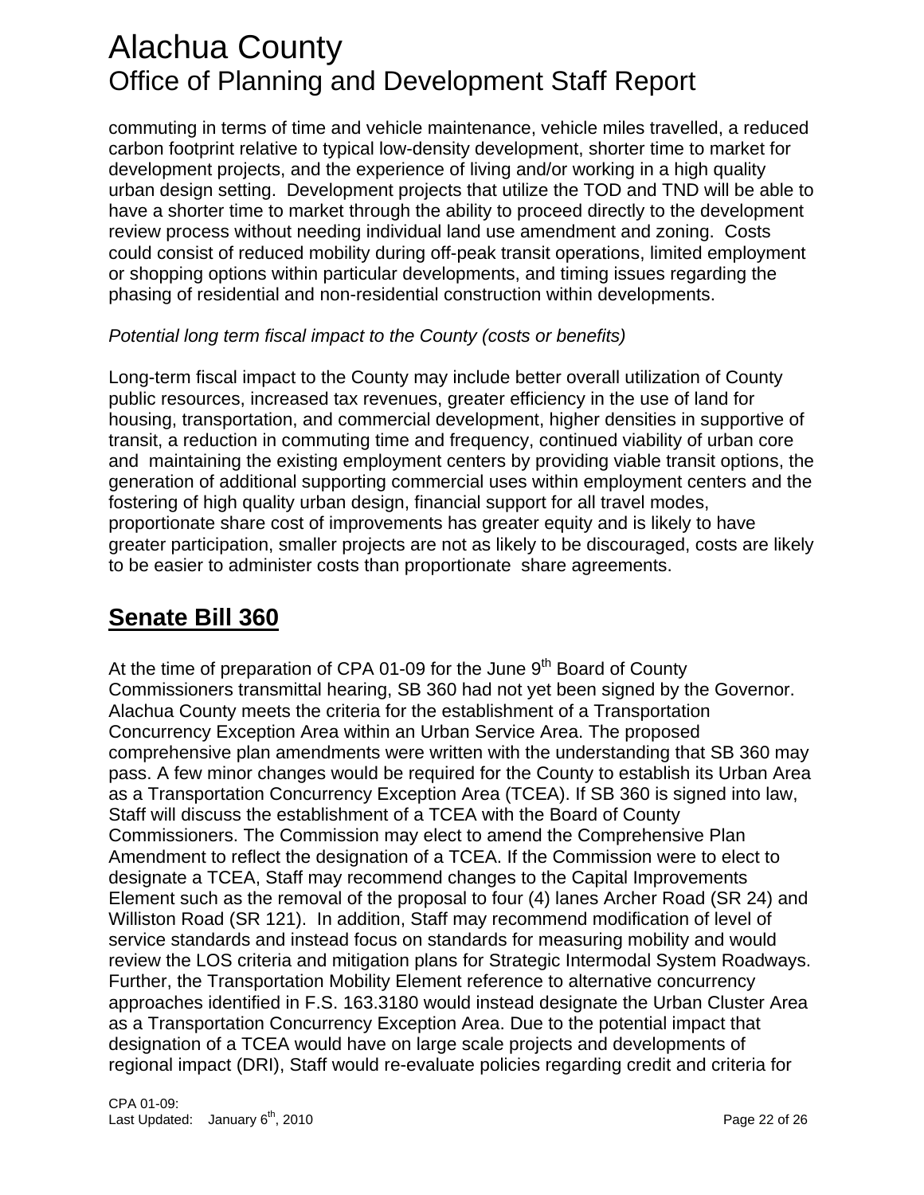commuting in terms of time and vehicle maintenance, vehicle miles travelled, a reduced carbon footprint relative to typical low-density development, shorter time to market for development projects, and the experience of living and/or working in a high quality urban design setting. Development projects that utilize the TOD and TND will be able to have a shorter time to market through the ability to proceed directly to the development review process without needing individual land use amendment and zoning. Costs could consist of reduced mobility during off-peak transit operations, limited employment or shopping options within particular developments, and timing issues regarding the phasing of residential and non-residential construction within developments.

*Potential long term fiscal impact to the County (costs or benefits)*

Long-term fiscal impact to the County may include better overall utilization of County public resources, increased tax revenues, greater efficiency in the use of land for housing, transportation, and commercial development, higher densities in supportive of transit, a reduction in commuting time and frequency, continued viability of urban core and maintaining the existing employment centers by providing viable transit options, the generation of additional supporting commercial uses within employment centers and the fostering of high quality urban design, financial support for all travel modes, proportionate share cost of improvements has greater equity and is likely to have greater participation, smaller projects are not as likely to be discouraged, costs are likely to be easier to administer costs than proportionate share agreements.

## Senate Bill 360

At the time of preparation of CPA 01-09 for the June 9th Board of County Commissioners transmittal hearing, SB 360 had not yet been signed by the Governor. Alachua County meets the criteria for the establishment of a Transportation Concurrency Exception Area within an Urban Service Area. The proposed comprehensive plan amendments were written with the understanding that SB 360 may pass. A few minor changes would be required for the County to establish its Urban Area as a Transportation Concurrency Exception Area (TCEA). If SB 360 is signed into law, Staff will discuss the establishment of a TCEA with the Board of County Commissioners. The Commission may elect to amend the Comprehensive Plan Amendment to reflect the designation of a TCEA. If the Commission were to elect to designate a TCEA, Staff may recommend changes to the Capital Improvements Element such as the removal of the proposal to four (4) lanes Archer Road (SR 24) and Williston Road (SR 121). In addition, Staff may recommend modification of level of service standards and instead focus on standards for measuring mobility and would review the LOS criteria and mitigation plans for Strategic Intermodal System Roadways. Further, the Transportation Mobility Element reference to alternative concurrency approaches identified in F.S. 163.3180 would instead designate the Urban Cluster Area as a Transportation Concurrency Exception Area. Due to the potential impact that designation of a TCEA would have on large scale projects and developments of regional impact (DRI), Staff would re-evaluate policies regarding credit and criteria for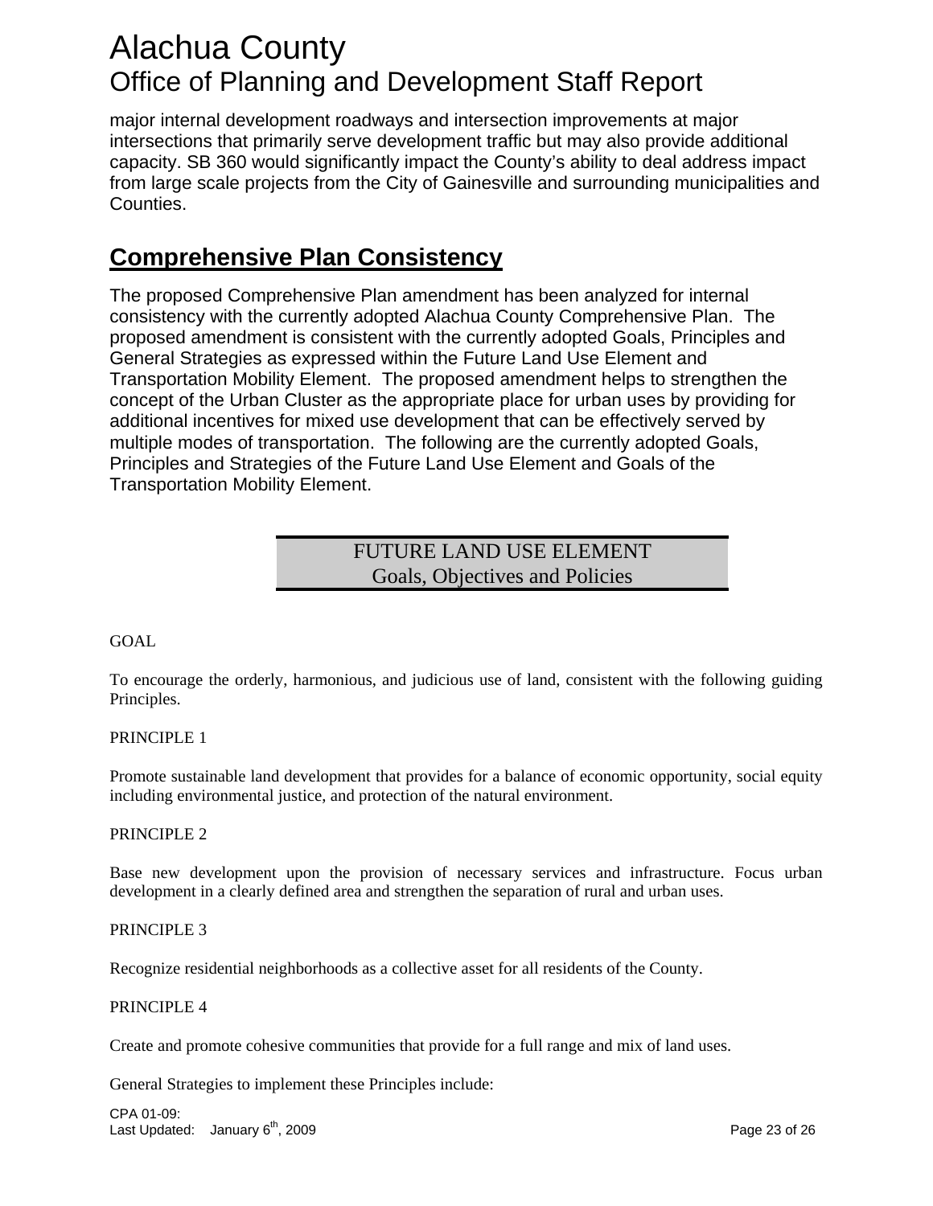major internal development roadways and intersection improvements at major intersections that primarily serve development traffic but may also provide additional capacity. SB 360 would significantly impact the County's ability to deal address impact from large scale projects from the City of Gainesville and surrounding municipalities and Counties.

## Comprehensive Plan Consistency

The proposed Comprehensive Plan amendment has been analyzed for internal consistency with the currently adopted Alachua County Comprehensive Plan. The proposed amendment is consistent with the currently adopted Goals, Principles and General Strategies as expressed within the Future Land Use Element and Transportation Mobility Element. The proposed amendment helps to strengthen the concept of the Urban Cluster as the appropriate place for urban uses by providing for additional incentives for mixed use development that can be effectively served by multiple modes of transportation. The following are the currently adopted Goals, Principles and Strategies of the Future Land Use Element and Goals of the Transportation Mobility Element.

### FUTURE LAND USE ELEMENT
### Goals, Objectives and Policies

GOAL

To encourage the orderly, harmonious, and judicious use of land, consistent with the following guiding Principles.

PRINCIPLE 1

Promote sustainable land development that provides for a balance of economic opportunity, social equity including environmental justice, and protection of the natural environment.

PRINCIPLE 2

Base new development upon the provision of necessary services and infrastructure. Focus urban development in a clearly defined area and strengthen the separation of rural and urban uses.

PRINCIPLE 3

Recognize residential neighborhoods as a collective asset for all residents of the County.

PRINCIPLE 4

Create and promote cohesive communities that provide for a full range and mix of land uses.

General Strategies to implement these Principles include: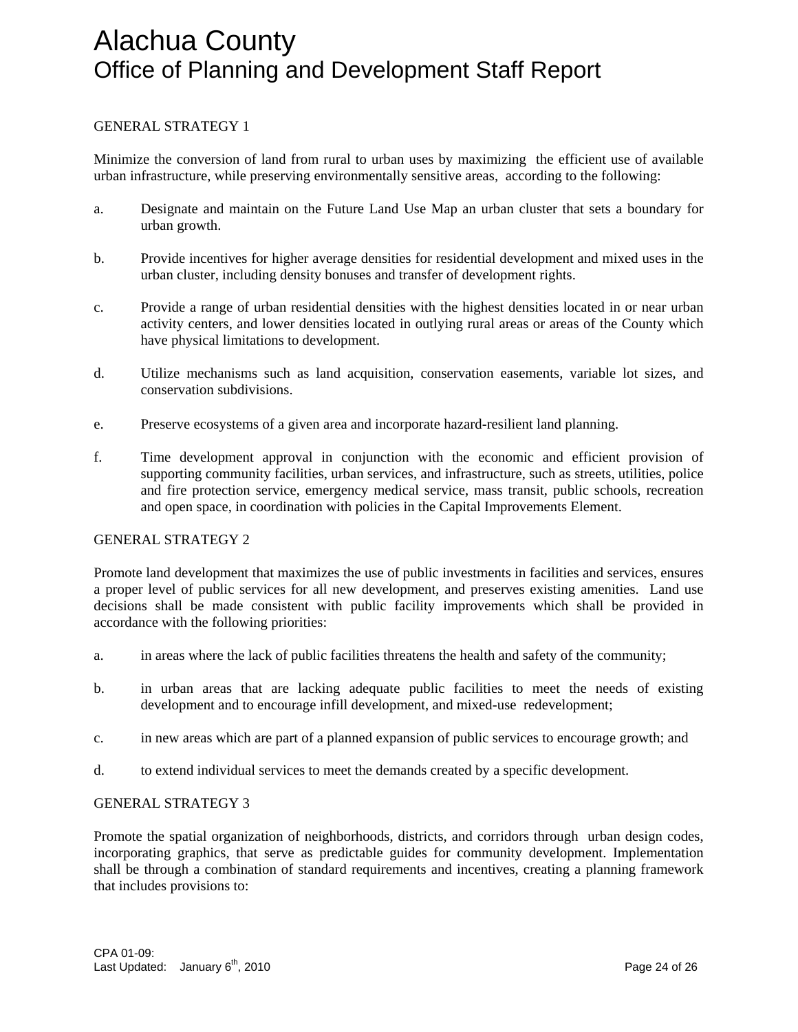GENERAL STRATEGY 1

Minimize the conversion of land from rural to urban uses by maximizing the efficient use of available urban infrastructure, while preserving environmentally sensitive areas, according to the following:

a. Designate and maintain on the Future Land Use Map an urban cluster that sets a boundary for urban growth.

b. Provide incentives for higher average densities for residential development and mixed uses in the urban cluster, including density bonuses and transfer of development rights.

c. Provide a range of urban residential densities with the highest densities located in or near urban activity centers, and lower densities located in outlying rural areas or areas of the County which have physical limitations to development.

d. Utilize mechanisms such as land acquisition, conservation easements, variable lot sizes, and conservation subdivisions.

e. Preserve ecosystems of a given area and incorporate hazard-resilient land planning.

f. Time development approval in conjunction with the economic and efficient provision of supporting community facilities, urban services, and infrastructure, such as streets, utilities, police and fire protection service, emergency medical service, mass transit, public schools, recreation and open space, in coordination with policies in the Capital Improvements Element.

GENERAL STRATEGY 2

Promote land development that maximizes the use of public investments in facilities and services, ensures a proper level of public services for all new development, and preserves existing amenities. Land use decisions shall be made consistent with public facility improvements which shall be provided in accordance with the following priorities:

a. in areas where the lack of public facilities threatens the health and safety of the community;

b. in urban areas that are lacking adequate public facilities to meet the needs of existing development and to encourage infill development, and mixed-use redevelopment;

c. in new areas which are part of a planned expansion of public services to encourage growth; and

d. to extend individual services to meet the demands created by a specific development.

GENERAL STRATEGY 3

Promote the spatial organization of neighborhoods, districts, and corridors through urban design codes, incorporating graphics, that serve as predictable guides for community development. Implementation shall be through a combination of standard requirements and incentives, creating a planning framework that includes provisions to: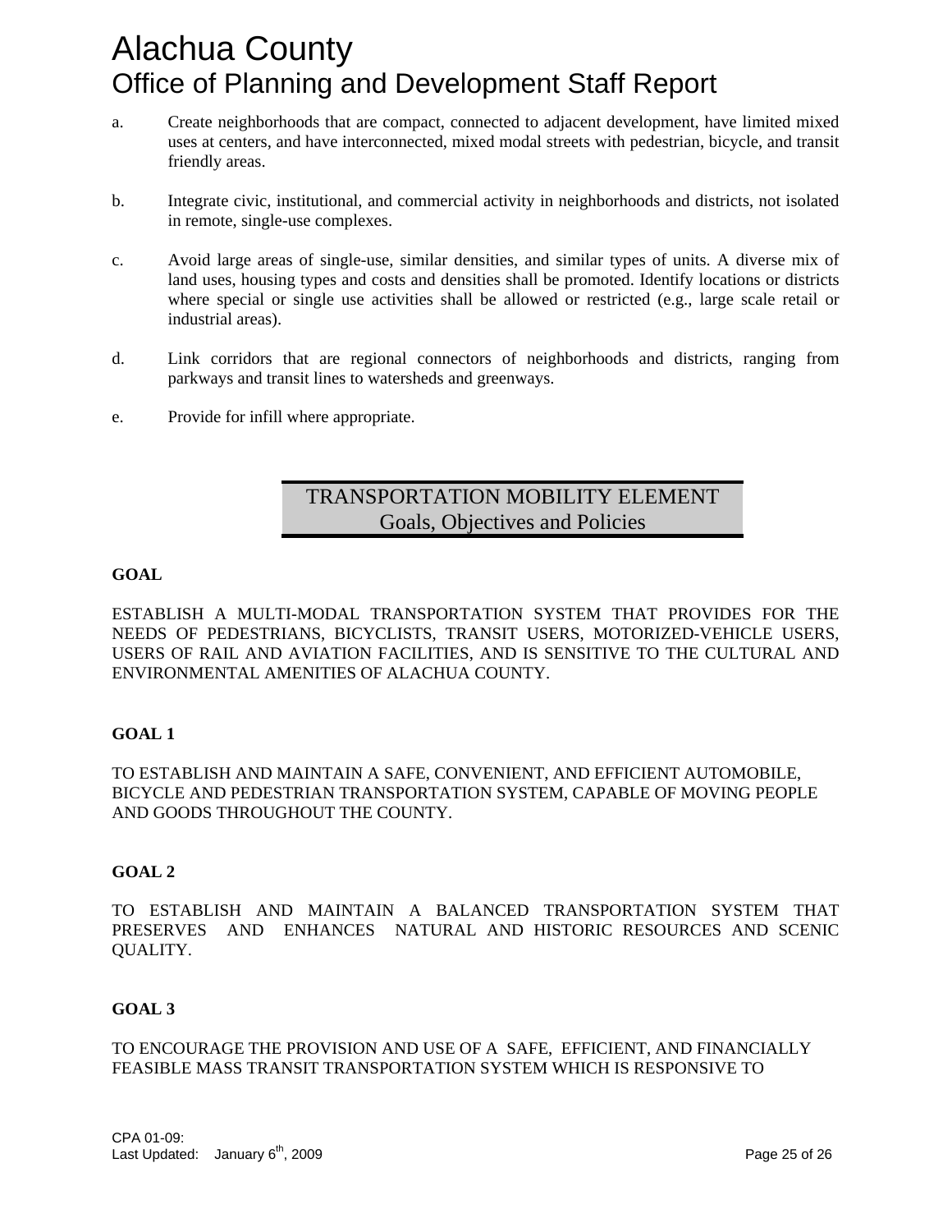a. Create neighborhoods that are compact, connected to adjacent development, have limited mixed uses at centers, and have interconnected, mixed modal streets with pedestrian, bicycle, and transit friendly areas.

b. Integrate civic, institutional, and commercial activity in neighborhoods and districts, not isolated in remote, single-use complexes.

c. Avoid large areas of single-use, similar densities, and similar types of units. A diverse mix of land uses, housing types and costs and densities shall be promoted. Identify locations or districts where special or single use activities shall be allowed or restricted (e.g., large scale retail or industrial areas).

d. Link corridors that are regional connectors of neighborhoods and districts, ranging from parkways and transit lines to watersheds and greenways.

e. Provide for infill where appropriate.

## TRANSPORTATION MOBILITY ELEMENT
## Goals, Objectives and Policies

**GOAL**

ESTABLISH A MULTI-MODAL TRANSPORTATION SYSTEM THAT PROVIDES FOR THE NEEDS OF PEDESTRIANS, BICYCLISTS, TRANSIT USERS, MOTORIZED-VEHICLE USERS, USERS OF RAIL AND AVIATION FACILITIES, AND IS SENSITIVE TO THE CULTURAL AND ENVIRONMENTAL AMENITIES OF ALACHUA COUNTY.

**GOAL 1**

TO ESTABLISH AND MAINTAIN A SAFE, CONVENIENT, AND EFFICIENT AUTOMOBILE, BICYCLE AND PEDESTRIAN TRANSPORTATION SYSTEM, CAPABLE OF MOVING PEOPLE AND GOODS THROUGHOUT THE COUNTY.

**GOAL 2**

TO ESTABLISH AND MAINTAIN A BALANCED TRANSPORTATION SYSTEM THAT PRESERVES AND ENHANCES NATURAL AND HISTORIC RESOURCES AND SCENIC QUALITY.

**GOAL 3**

TO ENCOURAGE THE PROVISION AND USE OF A SAFE, EFFICIENT, AND FINANCIALLY FEASIBLE MASS TRANSIT TRANSPORTATION SYSTEM WHICH IS RESPONSIVE TO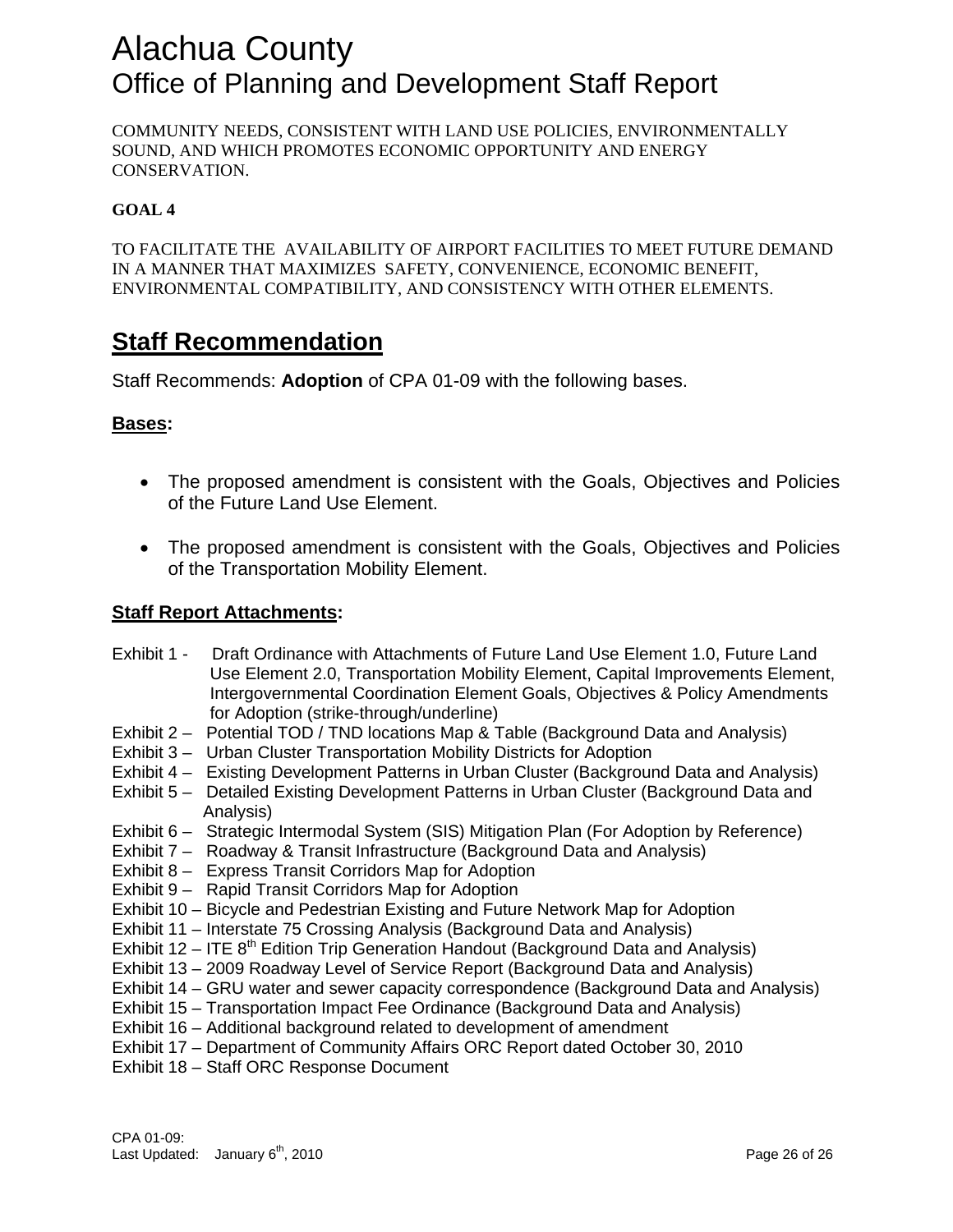COMMUNITY NEEDS, CONSISTENT WITH LAND USE POLICIES, ENVIRONMENTALLY SOUND, AND WHICH PROMOTES ECONOMIC OPPORTUNITY AND ENERGY CONSERVATION.

**GOAL 4**

TO FACILITATE THE AVAILABILITY OF AIRPORT FACILITIES TO MEET FUTURE DEMAND IN A MANNER THAT MAXIMIZES SAFETY, CONVENIENCE, ECONOMIC BENEFIT, ENVIRONMENTAL COMPATIBILITY, AND CONSISTENCY WITH OTHER ELEMENTS.

## Staff Recommendation

Staff Recommends: **Adoption** of CPA 01-09 with the following bases.

**Bases:**

- The proposed amendment is consistent with the Goals, Objectives and Policies of the Future Land Use Element.
- The proposed amendment is consistent with the Goals, Objectives and Policies of the Transportation Mobility Element.

**Staff Report Attachments:**

Exhibit 1 - Draft Ordinance with Attachments of Future Land Use Element 1.0, Future Land Use Element 2.0, Transportation Mobility Element, Capital Improvements Element, Intergovernmental Coordination Element Goals, Objectives & Policy Amendments for Adoption (strike-through/underline)
Exhibit 2 – Potential TOD / TND locations Map & Table (Background Data and Analysis)
Exhibit 3 – Urban Cluster Transportation Mobility Districts for Adoption
Exhibit 4 – Existing Development Patterns in Urban Cluster (Background Data and Analysis)
Exhibit 5 – Detailed Existing Development Patterns in Urban Cluster (Background Data and Analysis)
Exhibit 6 – Strategic Intermodal System (SIS) Mitigation Plan (For Adoption by Reference)
Exhibit 7 – Roadway & Transit Infrastructure (Background Data and Analysis)
Exhibit 8 – Express Transit Corridors Map for Adoption
Exhibit 9 – Rapid Transit Corridors Map for Adoption
Exhibit 10 – Bicycle and Pedestrian Existing and Future Network Map for Adoption
Exhibit 11 – Interstate 75 Crossing Analysis (Background Data and Analysis)
Exhibit 12 – ITE 8th Edition Trip Generation Handout (Background Data and Analysis)
Exhibit 13 – 2009 Roadway Level of Service Report (Background Data and Analysis)
Exhibit 14 – GRU water and sewer capacity correspondence (Background Data and Analysis)
Exhibit 15 – Transportation Impact Fee Ordinance (Background Data and Analysis)
Exhibit 16 – Additional background related to development of amendment
Exhibit 17 – Department of Community Affairs ORC Report dated October 30, 2010
Exhibit 18 – Staff ORC Response Document